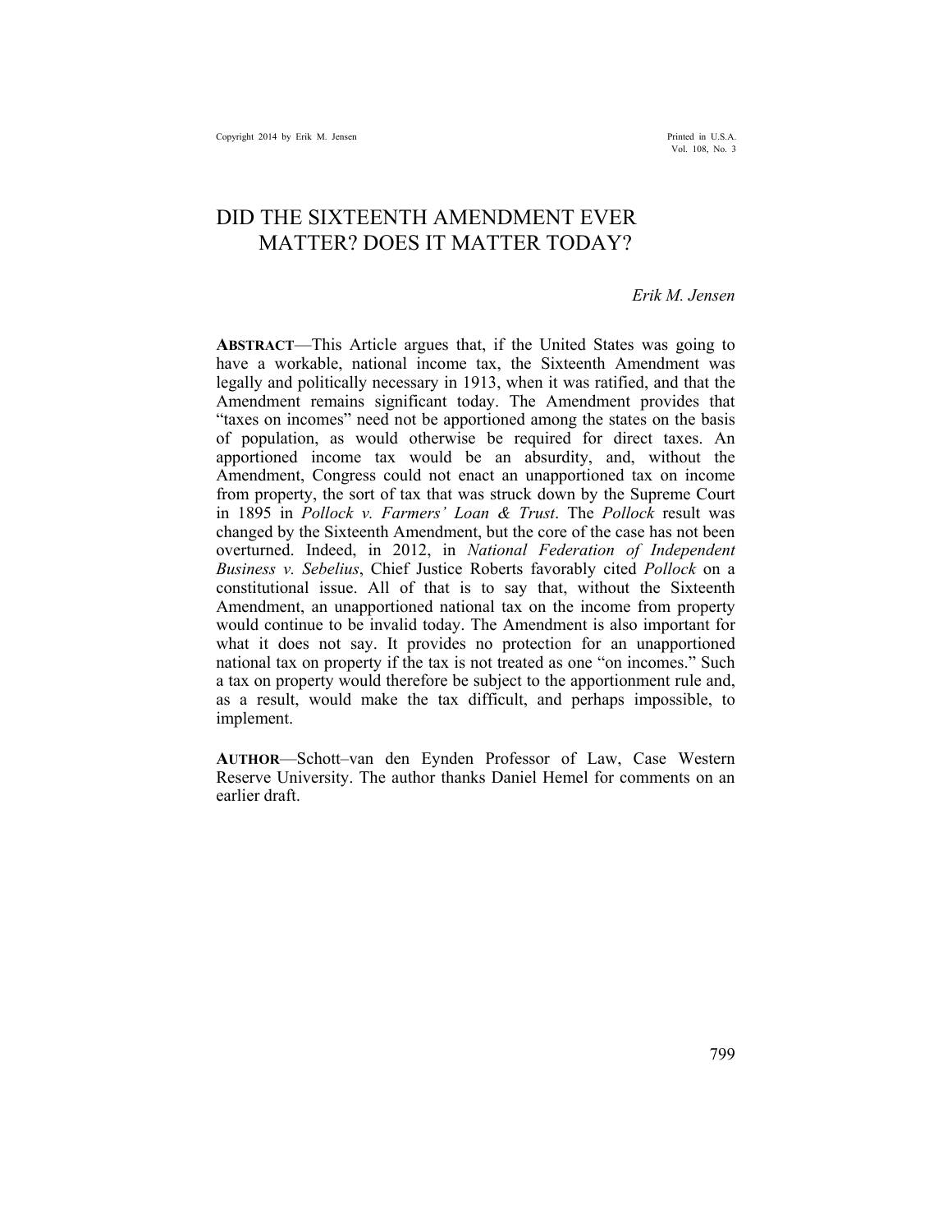# DID THE SIXTEENTH AMENDMENT EVER MATTER? DOES IT MATTER TODAY?

*Erik M. Jensen*

**ABSTRACT**—This Article argues that, if the United States was going to have a workable, national income tax, the Sixteenth Amendment was legally and politically necessary in 1913, when it was ratified, and that the Amendment remains significant today. The Amendment provides that "taxes on incomes" need not be apportioned among the states on the basis of population, as would otherwise be required for direct taxes. An apportioned income tax would be an absurdity, and, without the Amendment, Congress could not enact an unapportioned tax on income from property, the sort of tax that was struck down by the Supreme Court in 1895 in *Pollock v. Farmers' Loan & Trust*. The *Pollock* result was changed by the Sixteenth Amendment, but the core of the case has not been overturned. Indeed, in 2012, in *National Federation of Independent Business v. Sebelius*, Chief Justice Roberts favorably cited *Pollock* on a constitutional issue. All of that is to say that, without the Sixteenth Amendment, an unapportioned national tax on the income from property would continue to be invalid today. The Amendment is also important for what it does not say. It provides no protection for an unapportioned national tax on property if the tax is not treated as one "on incomes." Such a tax on property would therefore be subject to the apportionment rule and, as a result, would make the tax difficult, and perhaps impossible, to implement.

**AUTHOR**—Schott–van den Eynden Professor of Law, Case Western Reserve University. The author thanks Daniel Hemel for comments on an earlier draft.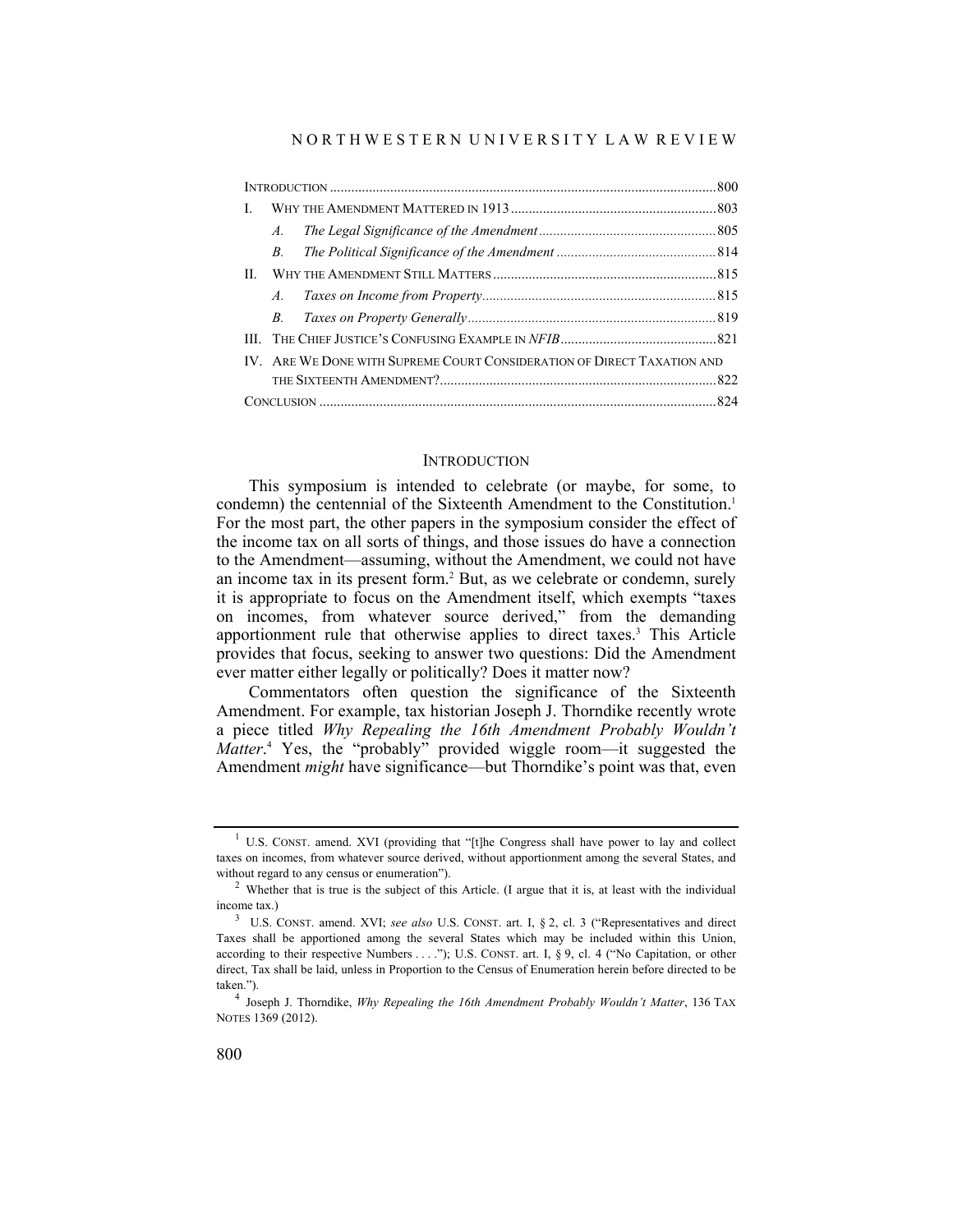| | | |
|---|---|---|
| INTRODUCTION | | 800 |
| I. | WHY THE AMENDMENT MATTERED IN 1913 | 803 |
| | *A. The Legal Significance of the Amendment* | 805 |
| | *B. The Political Significance of the Amendment* | 814 |
| II. | WHY THE AMENDMENT STILL MATTERS | 815 |
| | *A. Taxes on Income from Property* | 815 |
| | *B. Taxes on Property Generally* | 819 |
| III. | THE CHIEF JUSTICE'S CONFUSING EXAMPLE IN *NFIB* | 821 |
| IV. | ARE WE DONE WITH SUPREME COURT CONSIDERATION OF DIRECT TAXATION AND THE SIXTEENTH AMENDMENT? | 822 |
| CONCLUSION | | 824 |

## INTRODUCTION

This symposium is intended to celebrate (or maybe, for some, to condemn) the centennial of the Sixteenth Amendment to the Constitution.[1] For the most part, the other papers in the symposium consider the effect of the income tax on all sorts of things, and those issues do have a connection to the Amendment—assuming, without the Amendment, we could not have an income tax in its present form.[2] But, as we celebrate or condemn, surely it is appropriate to focus on the Amendment itself, which exempts "taxes on incomes, from whatever source derived," from the demanding apportionment rule that otherwise applies to direct taxes.[3] This Article provides that focus, seeking to answer two questions: Did the Amendment ever matter either legally or politically? Does it matter now?

Commentators often question the significance of the Sixteenth Amendment. For example, tax historian Joseph J. Thorndike recently wrote a piece titled *Why Repealing the 16th Amendment Probably Wouldn't Matter*.[4] Yes, the "probably" provided wiggle room—it suggested the Amendment *might* have significance—but Thorndike's point was that, even

---

[1] U.S. CONST. amend. XVI (providing that "[t]he Congress shall have power to lay and collect taxes on incomes, from whatever source derived, without apportionment among the several States, and without regard to any census or enumeration").

[2] Whether that is true is the subject of this Article. (I argue that it is, at least with the individual income tax.)

[3] U.S. CONST. amend. XVI; *see also* U.S. CONST. art. I, § 2, cl. 3 ("Representatives and direct Taxes shall be apportioned among the several States which may be included within this Union, according to their respective Numbers . . . ."); U.S. CONST. art. I, § 9, cl. 4 ("No Capitation, or other direct, Tax shall be laid, unless in Proportion to the Census of Enumeration herein before directed to be taken.").

[4] Joseph J. Thorndike, *Why Repealing the 16th Amendment Probably Wouldn't Matter*, 136 TAX NOTES 1369 (2012).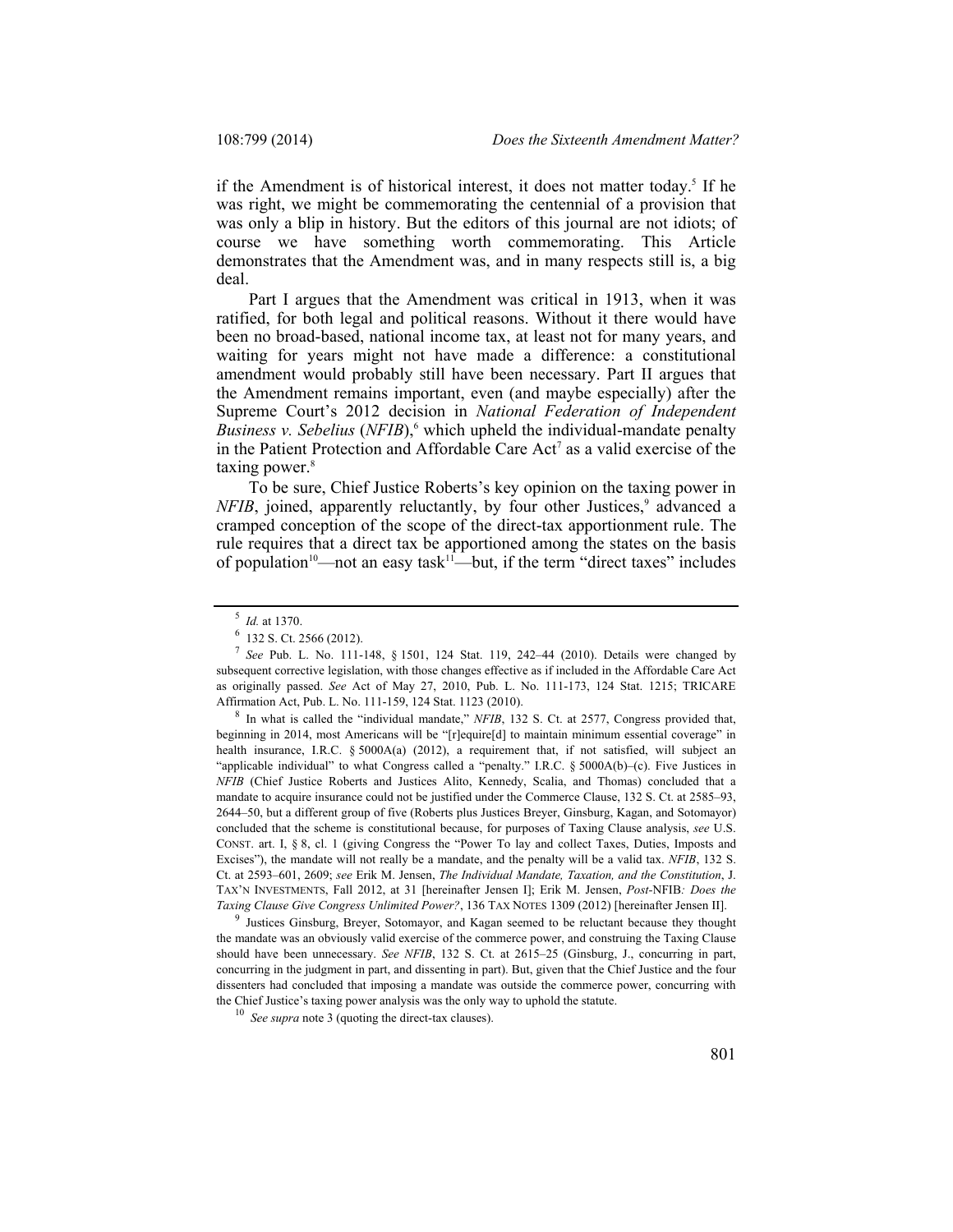if the Amendment is of historical interest, it does not matter today.[5] If he was right, we might be commemorating the centennial of a provision that was only a blip in history. But the editors of this journal are not idiots; of course we have something worth commemorating. This Article demonstrates that the Amendment was, and in many respects still is, a big deal.

Part I argues that the Amendment was critical in 1913, when it was ratified, for both legal and political reasons. Without it there would have been no broad-based, national income tax, at least not for many years, and waiting for years might not have made a difference: a constitutional amendment would probably still have been necessary. Part II argues that the Amendment remains important, even (and maybe especially) after the Supreme Court's 2012 decision in *National Federation of Independent Business v. Sebelius* (*NFIB*),[6] which upheld the individual-mandate penalty in the Patient Protection and Affordable Care Act[7] as a valid exercise of the taxing power.[8]

To be sure, Chief Justice Roberts's key opinion on the taxing power in *NFIB*, joined, apparently reluctantly, by four other Justices,[9] advanced a cramped conception of the scope of the direct-tax apportionment rule. The rule requires that a direct tax be apportioned among the states on the basis of population[10]—not an easy task[11]—but, if the term "direct taxes" includes

---

[5] *Id.* at 1370.

[6] 132 S. Ct. 2566 (2012).

[7] *See* Pub. L. No. 111-148, § 1501, 124 Stat. 119, 242–44 (2010). Details were changed by subsequent corrective legislation, with those changes effective as if included in the Affordable Care Act as originally passed. *See* Act of May 27, 2010, Pub. L. No. 111-173, 124 Stat. 1215; TRICARE Affirmation Act, Pub. L. No. 111-159, 124 Stat. 1123 (2010).

[8] In what is called the "individual mandate," *NFIB*, 132 S. Ct. at 2577, Congress provided that, beginning in 2014, most Americans will be "[r]equire[d] to maintain minimum essential coverage" in health insurance, I.R.C. § 5000A(a) (2012), a requirement that, if not satisfied, will subject an "applicable individual" to what Congress called a "penalty." I.R.C. § 5000A(b)–(c). Five Justices in *NFIB* (Chief Justice Roberts and Justices Alito, Kennedy, Scalia, and Thomas) concluded that a mandate to acquire insurance could not be justified under the Commerce Clause, 132 S. Ct. at 2585–93, 2644–50, but a different group of five (Roberts plus Justices Breyer, Ginsburg, Kagan, and Sotomayor) concluded that the scheme is constitutional because, for purposes of Taxing Clause analysis, *see* U.S. CONST. art. I, § 8, cl. 1 (giving Congress the "Power To lay and collect Taxes, Duties, Imposts and Excises"), the mandate will not really be a mandate, and the penalty will be a valid tax. *NFIB*, 132 S. Ct. at 2593–601, 2609; *see* Erik M. Jensen, *The Individual Mandate, Taxation, and the Constitution*, J. TAX'N INVESTMENTS, Fall 2012, at 31 [hereinafter Jensen I]; Erik M. Jensen, *Post-*NFIB*: Does the Taxing Clause Give Congress Unlimited Power?*, 136 TAX NOTES 1309 (2012) [hereinafter Jensen II].

[9] Justices Ginsburg, Breyer, Sotomayor, and Kagan seemed to be reluctant because they thought the mandate was an obviously valid exercise of the commerce power, and construing the Taxing Clause should have been unnecessary. *See NFIB*, 132 S. Ct. at 2615–25 (Ginsburg, J., concurring in part, concurring in the judgment in part, and dissenting in part). But, given that the Chief Justice and the four dissenters had concluded that imposing a mandate was outside the commerce power, concurring with the Chief Justice's taxing power analysis was the only way to uphold the statute.

[10] *See supra* note 3 (quoting the direct-tax clauses).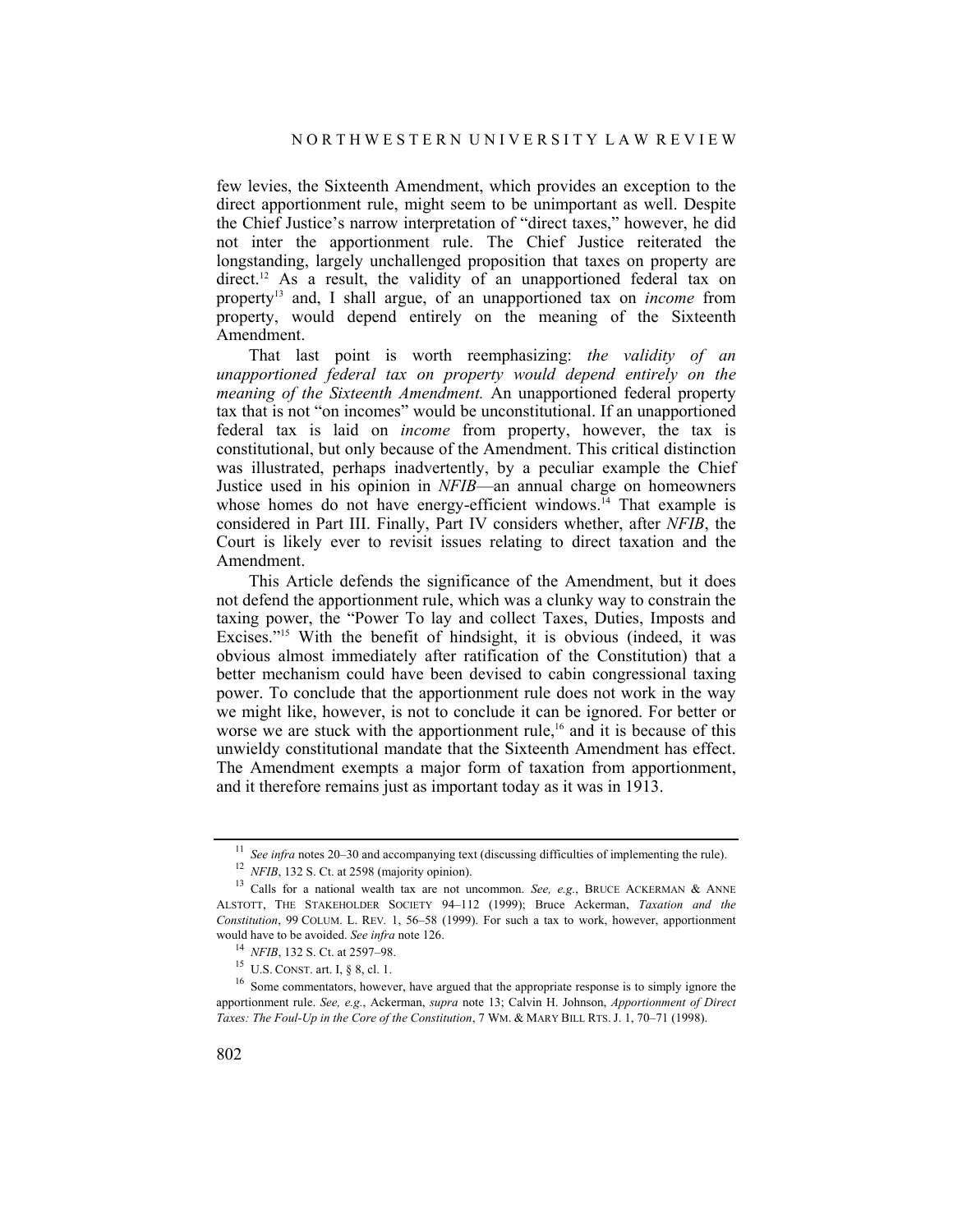few levies, the Sixteenth Amendment, which provides an exception to the direct apportionment rule, might seem to be unimportant as well. Despite the Chief Justice's narrow interpretation of "direct taxes," however, he did not inter the apportionment rule. The Chief Justice reiterated the longstanding, largely unchallenged proposition that taxes on property are direct.[12] As a result, the validity of an unapportioned federal tax on property[13] and, I shall argue, of an unapportioned tax on *income* from property, would depend entirely on the meaning of the Sixteenth Amendment.

That last point is worth reemphasizing: *the validity of an unapportioned federal tax on property would depend entirely on the meaning of the Sixteenth Amendment.* An unapportioned federal property tax that is not "on incomes" would be unconstitutional. If an unapportioned federal tax is laid on *income* from property, however, the tax is constitutional, but only because of the Amendment. This critical distinction was illustrated, perhaps inadvertently, by a peculiar example the Chief Justice used in his opinion in *NFIB*—an annual charge on homeowners whose homes do not have energy-efficient windows.[14] That example is considered in Part III. Finally, Part IV considers whether, after *NFIB*, the Court is likely ever to revisit issues relating to direct taxation and the Amendment.

This Article defends the significance of the Amendment, but it does not defend the apportionment rule, which was a clunky way to constrain the taxing power, the "Power To lay and collect Taxes, Duties, Imposts and Excises."[15] With the benefit of hindsight, it is obvious (indeed, it was obvious almost immediately after ratification of the Constitution) that a better mechanism could have been devised to cabin congressional taxing power. To conclude that the apportionment rule does not work in the way we might like, however, is not to conclude it can be ignored. For better or worse we are stuck with the apportionment rule,[16] and it is because of this unwieldy constitutional mandate that the Sixteenth Amendment has effect. The Amendment exempts a major form of taxation from apportionment, and it therefore remains just as important today as it was in 1913.

---

[11] *See infra* notes 20–30 and accompanying text (discussing difficulties of implementing the rule).

[12] *NFIB*, 132 S. Ct. at 2598 (majority opinion).

[13] Calls for a national wealth tax are not uncommon. *See, e.g.*, BRUCE ACKERMAN & ANNE ALSTOTT, THE STAKEHOLDER SOCIETY 94–112 (1999); Bruce Ackerman, *Taxation and the Constitution*, 99 COLUM. L. REV. 1, 56–58 (1999). For such a tax to work, however, apportionment would have to be avoided. *See infra* note 126.

[14] *NFIB*, 132 S. Ct. at 2597–98.

[15] U.S. CONST. art. I, § 8, cl. 1.

[16] Some commentators, however, have argued that the appropriate response is to simply ignore the apportionment rule. *See, e.g.*, Ackerman, *supra* note 13; Calvin H. Johnson, *Apportionment of Direct Taxes: The Foul-Up in the Core of the Constitution*, 7 WM. & MARY BILL RTS. J. 1, 70–71 (1998).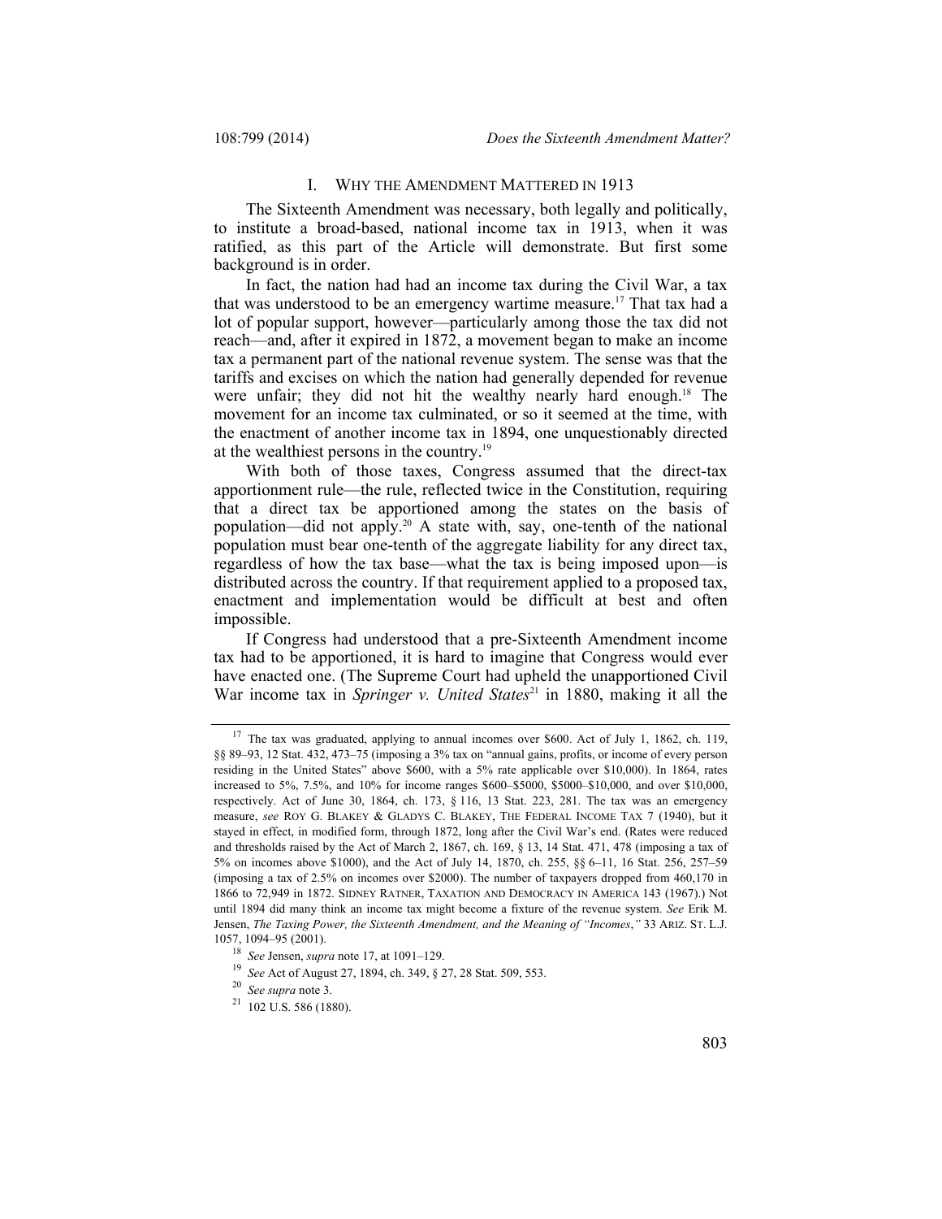## I. WHY THE AMENDMENT MATTERED IN 1913

The Sixteenth Amendment was necessary, both legally and politically, to institute a broad-based, national income tax in 1913, when it was ratified, as this part of the Article will demonstrate. But first some background is in order.

In fact, the nation had had an income tax during the Civil War, a tax that was understood to be an emergency wartime measure.[17] That tax had a lot of popular support, however—particularly among those the tax did not reach—and, after it expired in 1872, a movement began to make an income tax a permanent part of the national revenue system. The sense was that the tariffs and excises on which the nation had generally depended for revenue were unfair; they did not hit the wealthy nearly hard enough.[18] The movement for an income tax culminated, or so it seemed at the time, with the enactment of another income tax in 1894, one unquestionably directed at the wealthiest persons in the country.[19]

With both of those taxes, Congress assumed that the direct-tax apportionment rule—the rule, reflected twice in the Constitution, requiring that a direct tax be apportioned among the states on the basis of population—did not apply.[20] A state with, say, one-tenth of the national population must bear one-tenth of the aggregate liability for any direct tax, regardless of how the tax base—what the tax is being imposed upon—is distributed across the country. If that requirement applied to a proposed tax, enactment and implementation would be difficult at best and often impossible.

If Congress had understood that a pre-Sixteenth Amendment income tax had to be apportioned, it is hard to imagine that Congress would ever have enacted one. (The Supreme Court had upheld the unapportioned Civil War income tax in *Springer v. United States*[21] in 1880, making it all the

---

[17] The tax was graduated, applying to annual incomes over $600. Act of July 1, 1862, ch. 119, §§ 89–93, 12 Stat. 432, 473–75 (imposing a 3% tax on "annual gains, profits, or income of every person residing in the United States" above $600, with a 5% rate applicable over $10,000). In 1864, rates increased to 5%, 7.5%, and 10% for income ranges $600–$5000, $5000–$10,000, and over $10,000, respectively. Act of June 30, 1864, ch. 173, § 116, 13 Stat. 223, 281. The tax was an emergency measure, *see* ROY G. BLAKEY & GLADYS C. BLAKEY, THE FEDERAL INCOME TAX 7 (1940), but it stayed in effect, in modified form, through 1872, long after the Civil War's end. (Rates were reduced and thresholds raised by the Act of March 2, 1867, ch. 169, § 13, 14 Stat. 471, 478 (imposing a tax of 5% on incomes above $1000), and the Act of July 14, 1870, ch. 255, §§ 6–11, 16 Stat. 256, 257–59 (imposing a tax of 2.5% on incomes over $2000). The number of taxpayers dropped from 460,170 in 1866 to 72,949 in 1872. SIDNEY RATNER, TAXATION AND DEMOCRACY IN AMERICA 143 (1967).) Not until 1894 did many think an income tax might become a fixture of the revenue system. *See* Erik M. Jensen, *The Taxing Power, the Sixteenth Amendment, and the Meaning of "Incomes*,*"* 33 ARIZ. ST. L.J. 1057, 1094–95 (2001).

[18] *See* Jensen, *supra* note 17, at 1091–129.

[19] *See* Act of August 27, 1894, ch. 349, § 27, 28 Stat. 509, 553.

[20] *See supra* note 3.

[21] 102 U.S. 586 (1880).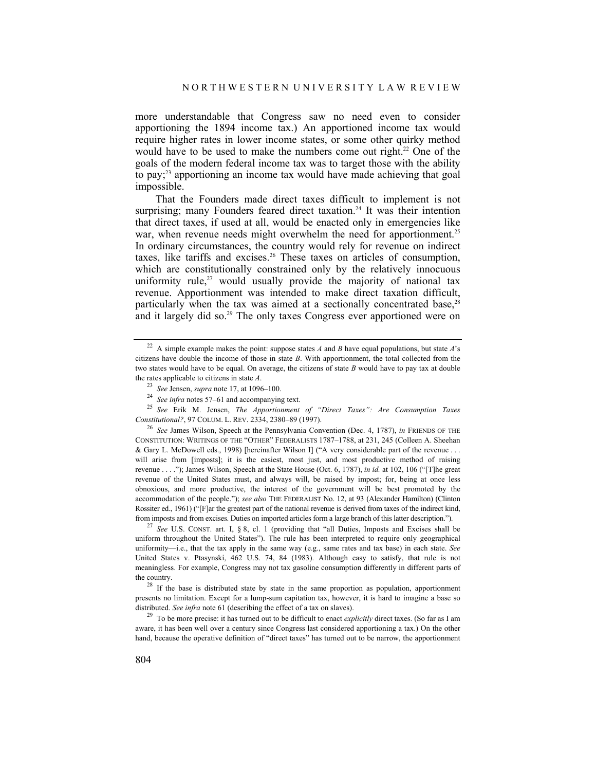more understandable that Congress saw no need even to consider apportioning the 1894 income tax.) An apportioned income tax would require higher rates in lower income states, or some other quirky method would have to be used to make the numbers come out right.[22] One of the goals of the modern federal income tax was to target those with the ability to pay;[23] apportioning an income tax would have made achieving that goal impossible.

That the Founders made direct taxes difficult to implement is not surprising; many Founders feared direct taxation.[24] It was their intention that direct taxes, if used at all, would be enacted only in emergencies like war, when revenue needs might overwhelm the need for apportionment.[25] In ordinary circumstances, the country would rely for revenue on indirect taxes, like tariffs and excises.[26] These taxes on articles of consumption, which are constitutionally constrained only by the relatively innocuous uniformity rule,[27] would usually provide the majority of national tax revenue. Apportionment was intended to make direct taxation difficult, particularly when the tax was aimed at a sectionally concentrated base,[28] and it largely did so.[29] The only taxes Congress ever apportioned were on

---

[22] A simple example makes the point: suppose states *A* and *B* have equal populations, but state *A*'s citizens have double the income of those in state *B*. With apportionment, the total collected from the two states would have to be equal. On average, the citizens of state *B* would have to pay tax at double the rates applicable to citizens in state *A*.

[23] *See* Jensen, *supra* note 17, at 1096–100.

[24] *See infra* notes 57–61 and accompanying text.

[25] *See* Erik M. Jensen, *The Apportionment of "Direct Taxes": Are Consumption Taxes Constitutional?*, 97 COLUM. L. REV. 2334, 2380–89 (1997).

[26] *See* James Wilson, Speech at the Pennsylvania Convention (Dec. 4, 1787), *in* FRIENDS OF THE CONSTITUTION: WRITINGS OF THE "OTHER" FEDERALISTS 1787–1788, at 231, 245 (Colleen A. Sheehan & Gary L. McDowell eds., 1998) [hereinafter Wilson I] ("A very considerable part of the revenue . . . will arise from [imposts]; it is the easiest, most just, and most productive method of raising revenue . . . ."); James Wilson, Speech at the State House (Oct. 6, 1787), *in id.* at 102, 106 ("[T]he great revenue of the United States must, and always will, be raised by impost; for, being at once less obnoxious, and more productive, the interest of the government will be best promoted by the accommodation of the people."); *see also* THE FEDERALIST No. 12, at 93 (Alexander Hamilton) (Clinton Rossiter ed., 1961) ("[F]ar the greatest part of the national revenue is derived from taxes of the indirect kind, from imposts and from excises. Duties on imported articles form a large branch of this latter description.").

[27] *See* U.S. CONST. art. I, § 8, cl. 1 (providing that "all Duties, Imposts and Excises shall be uniform throughout the United States"). The rule has been interpreted to require only geographical uniformity—i.e., that the tax apply in the same way (e.g., same rates and tax base) in each state. *See* United States v. Ptasynski, 462 U.S. 74, 84 (1983). Although easy to satisfy, that rule is not meaningless. For example, Congress may not tax gasoline consumption differently in different parts of the country.

[28] If the base is distributed state by state in the same proportion as population, apportionment presents no limitation. Except for a lump-sum capitation tax, however, it is hard to imagine a base so distributed. *See infra* note 61 (describing the effect of a tax on slaves).

[29] To be more precise: it has turned out to be difficult to enact *explicitly* direct taxes. (So far as I am aware, it has been well over a century since Congress last considered apportioning a tax.) On the other hand, because the operative definition of "direct taxes" has turned out to be narrow, the apportionment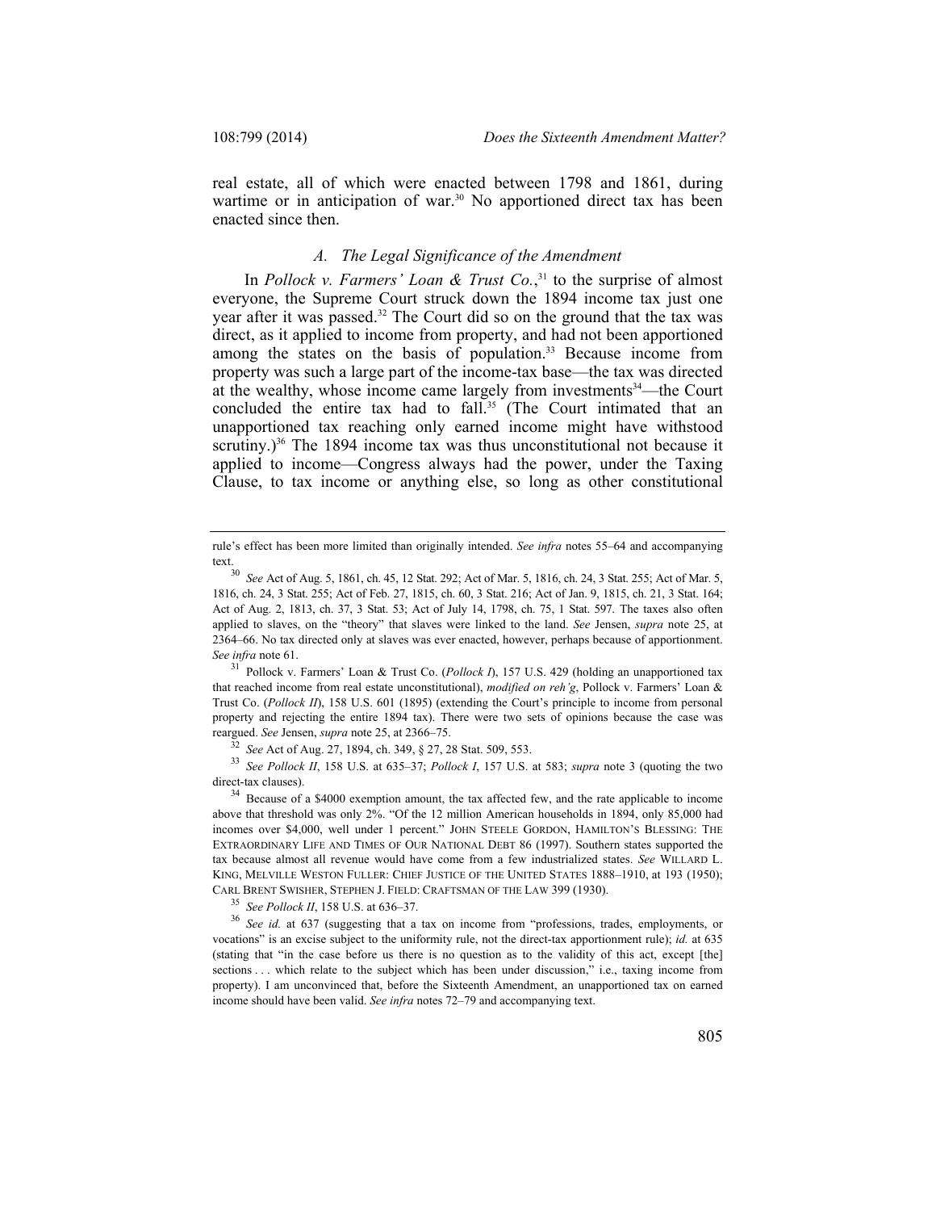real estate, all of which were enacted between 1798 and 1861, during wartime or in anticipation of war.[30] No apportioned direct tax has been enacted since then.

### *A. The Legal Significance of the Amendment*

In *Pollock v. Farmers' Loan & Trust Co.*,[31] to the surprise of almost everyone, the Supreme Court struck down the 1894 income tax just one year after it was passed.[32] The Court did so on the ground that the tax was direct, as it applied to income from property, and had not been apportioned among the states on the basis of population.[33] Because income from property was such a large part of the income-tax base—the tax was directed at the wealthy, whose income came largely from investments[34]—the Court concluded the entire tax had to fall.[35] (The Court intimated that an unapportioned tax reaching only earned income might have withstood scrutiny.)[36] The 1894 income tax was thus unconstitutional not because it applied to income—Congress always had the power, under the Taxing Clause, to tax income or anything else, so long as other constitutional

---

rule's effect has been more limited than originally intended. *See infra* notes 55–64 and accompanying text.

[30] *See* Act of Aug. 5, 1861, ch. 45, 12 Stat. 292; Act of Mar. 5, 1816, ch. 24, 3 Stat. 255; Act of Mar. 5, 1816, ch. 24, 3 Stat. 255; Act of Feb. 27, 1815, ch. 60, 3 Stat. 216; Act of Jan. 9, 1815, ch. 21, 3 Stat. 164; Act of Aug. 2, 1813, ch. 37, 3 Stat. 53; Act of July 14, 1798, ch. 75, 1 Stat. 597. The taxes also often applied to slaves, on the "theory" that slaves were linked to the land. *See* Jensen, *supra* note 25, at 2364–66. No tax directed only at slaves was ever enacted, however, perhaps because of apportionment. *See infra* note 61.

[31] Pollock v. Farmers' Loan & Trust Co. (*Pollock I*), 157 U.S. 429 (holding an unapportioned tax that reached income from real estate unconstitutional), *modified on reh'g*, Pollock v. Farmers' Loan & Trust Co. (*Pollock II*), 158 U.S. 601 (1895) (extending the Court's principle to income from personal property and rejecting the entire 1894 tax). There were two sets of opinions because the case was reargued. *See* Jensen, *supra* note 25, at 2366–75.

[32] *See* Act of Aug. 27, 1894, ch. 349, § 27, 28 Stat. 509, 553.

[33] *See Pollock II*, 158 U.S. at 635–37; *Pollock I*, 157 U.S. at 583; *supra* note 3 (quoting the two direct-tax clauses).

[34] Because of a $4000 exemption amount, the tax affected few, and the rate applicable to income above that threshold was only 2%. "Of the 12 million American households in 1894, only 85,000 had incomes over $4,000, well under 1 percent." JOHN STEELE GORDON, HAMILTON'S BLESSING: THE EXTRAORDINARY LIFE AND TIMES OF OUR NATIONAL DEBT 86 (1997). Southern states supported the tax because almost all revenue would have come from a few industrialized states. *See* WILLARD L. KING, MELVILLE WESTON FULLER: CHIEF JUSTICE OF THE UNITED STATES 1888–1910, at 193 (1950); CARL BRENT SWISHER, STEPHEN J. FIELD: CRAFTSMAN OF THE LAW 399 (1930).

[35] *See Pollock II*, 158 U.S. at 636–37.

[36] *See id.* at 637 (suggesting that a tax on income from "professions, trades, employments, or vocations" is an excise subject to the uniformity rule, not the direct-tax apportionment rule); *id.* at 635 (stating that "in the case before us there is no question as to the validity of this act, except [the] sections . . . which relate to the subject which has been under discussion," i.e., taxing income from property). I am unconvinced that, before the Sixteenth Amendment, an unapportioned tax on earned income should have been valid. *See infra* notes 72–79 and accompanying text.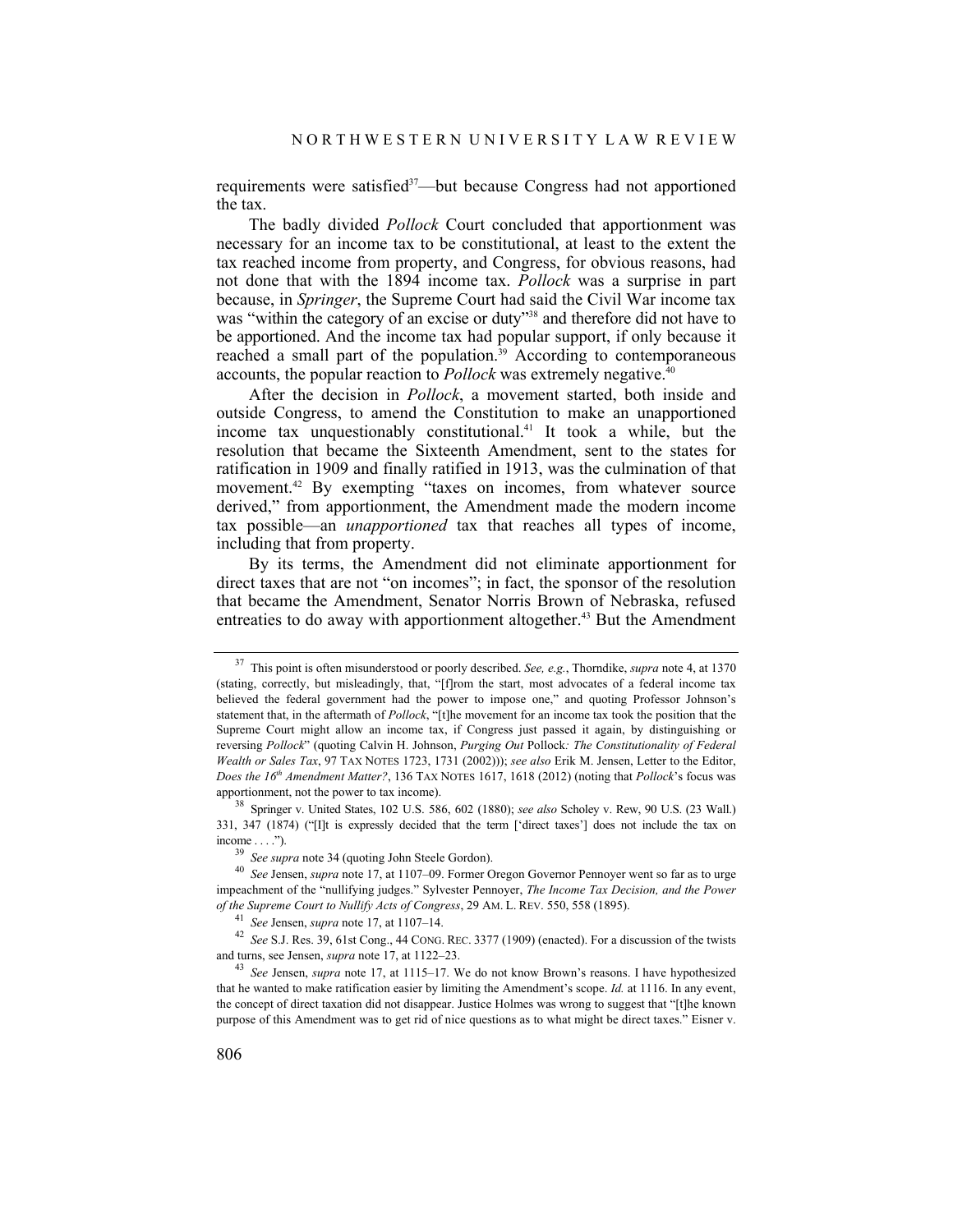requirements were satisfied[37]—but because Congress had not apportioned the tax.

The badly divided *Pollock* Court concluded that apportionment was necessary for an income tax to be constitutional, at least to the extent the tax reached income from property, and Congress, for obvious reasons, had not done that with the 1894 income tax. *Pollock* was a surprise in part because, in *Springer*, the Supreme Court had said the Civil War income tax was "within the category of an excise or duty"[38] and therefore did not have to be apportioned. And the income tax had popular support, if only because it reached a small part of the population.[39] According to contemporaneous accounts, the popular reaction to *Pollock* was extremely negative.[40]

After the decision in *Pollock*, a movement started, both inside and outside Congress, to amend the Constitution to make an unapportioned income tax unquestionably constitutional.[41] It took a while, but the resolution that became the Sixteenth Amendment, sent to the states for ratification in 1909 and finally ratified in 1913, was the culmination of that movement.[42] By exempting "taxes on incomes, from whatever source derived," from apportionment, the Amendment made the modern income tax possible—an *unapportioned* tax that reaches all types of income, including that from property.

By its terms, the Amendment did not eliminate apportionment for direct taxes that are not "on incomes"; in fact, the sponsor of the resolution that became the Amendment, Senator Norris Brown of Nebraska, refused entreaties to do away with apportionment altogether.[43] But the Amendment

---

[37] This point is often misunderstood or poorly described. *See, e.g.*, Thorndike, *supra* note 4, at 1370 (stating, correctly, but misleadingly, that, "[f]rom the start, most advocates of a federal income tax believed the federal government had the power to impose one," and quoting Professor Johnson's statement that, in the aftermath of *Pollock*, "[t]he movement for an income tax took the position that the Supreme Court might allow an income tax, if Congress just passed it again, by distinguishing or reversing *Pollock*" (quoting Calvin H. Johnson, *Purging Out* Pollock*: The Constitutionality of Federal Wealth or Sales Tax*, 97 TAX NOTES 1723, 1731 (2002))); *see also* Erik M. Jensen, Letter to the Editor, *Does the 16th Amendment Matter?*, 136 TAX NOTES 1617, 1618 (2012) (noting that *Pollock*'s focus was apportionment, not the power to tax income).

[38] Springer v. United States, 102 U.S. 586, 602 (1880); *see also* Scholey v. Rew, 90 U.S. (23 Wall.) 331, 347 (1874) ("[I]t is expressly decided that the term ['direct taxes'] does not include the tax on income . . . .").

[39] *See supra* note 34 (quoting John Steele Gordon).

[40] *See* Jensen, *supra* note 17, at 1107–09. Former Oregon Governor Pennoyer went so far as to urge impeachment of the "nullifying judges." Sylvester Pennoyer, *The Income Tax Decision, and the Power of the Supreme Court to Nullify Acts of Congress*, 29 AM. L. REV. 550, 558 (1895).

[41] *See* Jensen, *supra* note 17, at 1107–14.

[42] *See* S.J. Res. 39, 61st Cong., 44 CONG. REC. 3377 (1909) (enacted). For a discussion of the twists and turns, see Jensen, *supra* note 17, at 1122–23.

[43] *See* Jensen, *supra* note 17, at 1115–17. We do not know Brown's reasons. I have hypothesized that he wanted to make ratification easier by limiting the Amendment's scope. *Id.* at 1116. In any event, the concept of direct taxation did not disappear. Justice Holmes was wrong to suggest that "[t]he known purpose of this Amendment was to get rid of nice questions as to what might be direct taxes." Eisner v.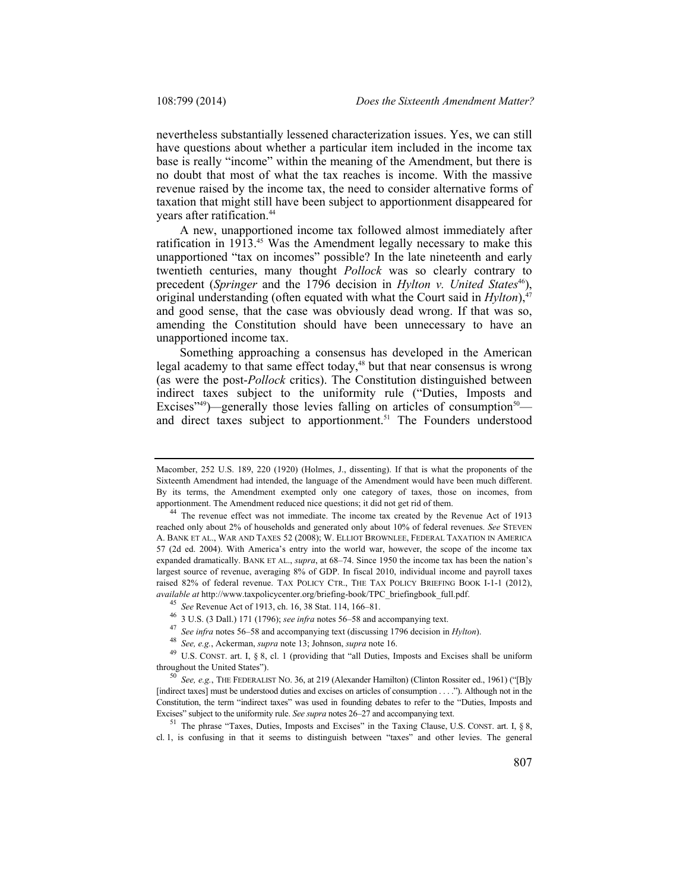nevertheless substantially lessened characterization issues. Yes, we can still have questions about whether a particular item included in the income tax base is really "income" within the meaning of the Amendment, but there is no doubt that most of what the tax reaches is income. With the massive revenue raised by the income tax, the need to consider alternative forms of taxation that might still have been subject to apportionment disappeared for years after ratification.[44]

A new, unapportioned income tax followed almost immediately after ratification in 1913.[45] Was the Amendment legally necessary to make this unapportioned "tax on incomes" possible? In the late nineteenth and early twentieth centuries, many thought *Pollock* was so clearly contrary to precedent (*Springer* and the 1796 decision in *Hylton v. United States*[46]), original understanding (often equated with what the Court said in *Hylton*),[47] and good sense, that the case was obviously dead wrong. If that was so, amending the Constitution should have been unnecessary to have an unapportioned income tax.

Something approaching a consensus has developed in the American legal academy to that same effect today,[48] but that near consensus is wrong (as were the post-*Pollock* critics). The Constitution distinguished between indirect taxes subject to the uniformity rule ("Duties, Imposts and Excises"[49])—generally those levies falling on articles of consumption[50]—and direct taxes subject to apportionment.[51] The Founders understood

---

Macomber, 252 U.S. 189, 220 (1920) (Holmes, J., dissenting). If that is what the proponents of the Sixteenth Amendment had intended, the language of the Amendment would have been much different. By its terms, the Amendment exempted only one category of taxes, those on incomes, from apportionment. The Amendment reduced nice questions; it did not get rid of them.

[44] The revenue effect was not immediate. The income tax created by the Revenue Act of 1913 reached only about 2% of households and generated only about 10% of federal revenues. *See* STEVEN A. BANK ET AL., WAR AND TAXES 52 (2008); W. ELLIOT BROWNLEE, FEDERAL TAXATION IN AMERICA 57 (2d ed. 2004). With America's entry into the world war, however, the scope of the income tax expanded dramatically. BANK ET AL., *supra*, at 68–74. Since 1950 the income tax has been the nation's largest source of revenue, averaging 8% of GDP. In fiscal 2010, individual income and payroll taxes raised 82% of federal revenue. TAX POLICY CTR., THE TAX POLICY BRIEFING BOOK I-1-1 (2012), *available at* http://www.taxpolicycenter.org/briefing-book/TPC_briefingbook_full.pdf.

[45] *See* Revenue Act of 1913, ch. 16, 38 Stat. 114, 166–81.

[46] 3 U.S. (3 Dall.) 171 (1796); *see infra* notes 56–58 and accompanying text.

[47] *See infra* notes 56–58 and accompanying text (discussing 1796 decision in *Hylton*).

[48] *See, e.g.*, Ackerman, *supra* note 13; Johnson, *supra* note 16.

[49] U.S. CONST. art. I, § 8, cl. 1 (providing that "all Duties, Imposts and Excises shall be uniform throughout the United States").

[50] *See, e.g.*, THE FEDERALIST NO. 36, at 219 (Alexander Hamilton) (Clinton Rossiter ed., 1961) ("[B]y [indirect taxes] must be understood duties and excises on articles of consumption . . . ."). Although not in the Constitution, the term "indirect taxes" was used in founding debates to refer to the "Duties, Imposts and Excises" subject to the uniformity rule. *See supra* notes 26–27 and accompanying text.

[51] The phrase "Taxes, Duties, Imposts and Excises" in the Taxing Clause, U.S. CONST. art. I, § 8, cl. 1, is confusing in that it seems to distinguish between "taxes" and other levies. The general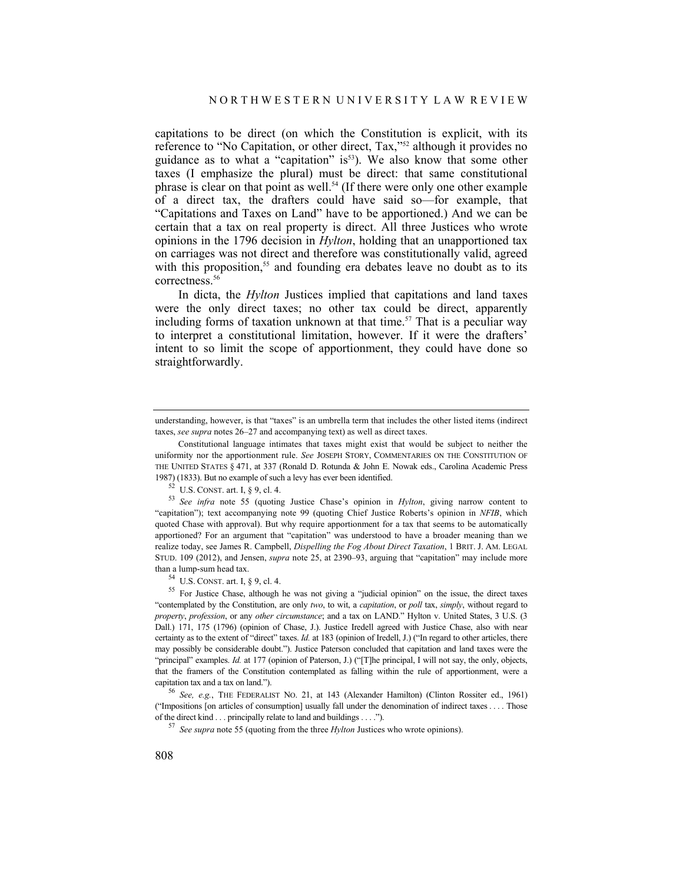capitations to be direct (on which the Constitution is explicit, with its reference to "No Capitation, or other direct, Tax,"[52] although it provides no guidance as to what a "capitation" is[53]). We also know that some other taxes (I emphasize the plural) must be direct: that same constitutional phrase is clear on that point as well.[54] (If there were only one other example of a direct tax, the drafters could have said so—for example, that "Capitations and Taxes on Land" have to be apportioned.) And we can be certain that a tax on real property is direct. All three Justices who wrote opinions in the 1796 decision in *Hylton*, holding that an unapportioned tax on carriages was not direct and therefore was constitutionally valid, agreed with this proposition,[55] and founding era debates leave no doubt as to its correctness.[56]

In dicta, the *Hylton* Justices implied that capitations and land taxes were the only direct taxes; no other tax could be direct, apparently including forms of taxation unknown at that time.[57] That is a peculiar way to interpret a constitutional limitation, however. If it were the drafters' intent to so limit the scope of apportionment, they could have done so straightforwardly.

---

understanding, however, is that "taxes" is an umbrella term that includes the other listed items (indirect taxes, *see supra* notes 26–27 and accompanying text) as well as direct taxes.

Constitutional language intimates that taxes might exist that would be subject to neither the uniformity nor the apportionment rule. *See* JOSEPH STORY, COMMENTARIES ON THE CONSTITUTION OF THE UNITED STATES § 471, at 337 (Ronald D. Rotunda & John E. Nowak eds., Carolina Academic Press 1987) (1833). But no example of such a levy has ever been identified.

[52] U.S. CONST. art. I, § 9, cl. 4.

[53] *See infra* note 55 (quoting Justice Chase's opinion in *Hylton*, giving narrow content to "capitation"); text accompanying note 99 (quoting Chief Justice Roberts's opinion in *NFIB*, which quoted Chase with approval). But why require apportionment for a tax that seems to be automatically apportioned? For an argument that "capitation" was understood to have a broader meaning than we realize today, see James R. Campbell, *Dispelling the Fog About Direct Taxation*, 1 BRIT. J. AM. LEGAL STUD. 109 (2012), and Jensen, *supra* note 25, at 2390–93, arguing that "capitation" may include more than a lump-sum head tax.

[54] U.S. CONST. art. I, § 9, cl. 4.

[55] For Justice Chase, although he was not giving a "judicial opinion" on the issue, the direct taxes "contemplated by the Constitution, are only *two*, to wit, a *capitation*, or *poll* tax, *simply*, without regard to *property*, *profession*, or any *other circumstance*; and a tax on LAND." Hylton v. United States, 3 U.S. (3 Dall.) 171, 175 (1796) (opinion of Chase, J.). Justice Iredell agreed with Justice Chase, also with near certainty as to the extent of "direct" taxes. *Id.* at 183 (opinion of Iredell, J.) ("In regard to other articles, there may possibly be considerable doubt."). Justice Paterson concluded that capitation and land taxes were the "principal" examples. *Id.* at 177 (opinion of Paterson, J.) ("[T]he principal, I will not say, the only, objects, that the framers of the Constitution contemplated as falling within the rule of apportionment, were a capitation tax and a tax on land.").

[56] *See, e.g.*, THE FEDERALIST NO. 21, at 143 (Alexander Hamilton) (Clinton Rossiter ed., 1961) ("Impositions [on articles of consumption] usually fall under the denomination of indirect taxes . . . . Those of the direct kind . . . principally relate to land and buildings . . . .").

[57] *See supra* note 55 (quoting from the three *Hylton* Justices who wrote opinions).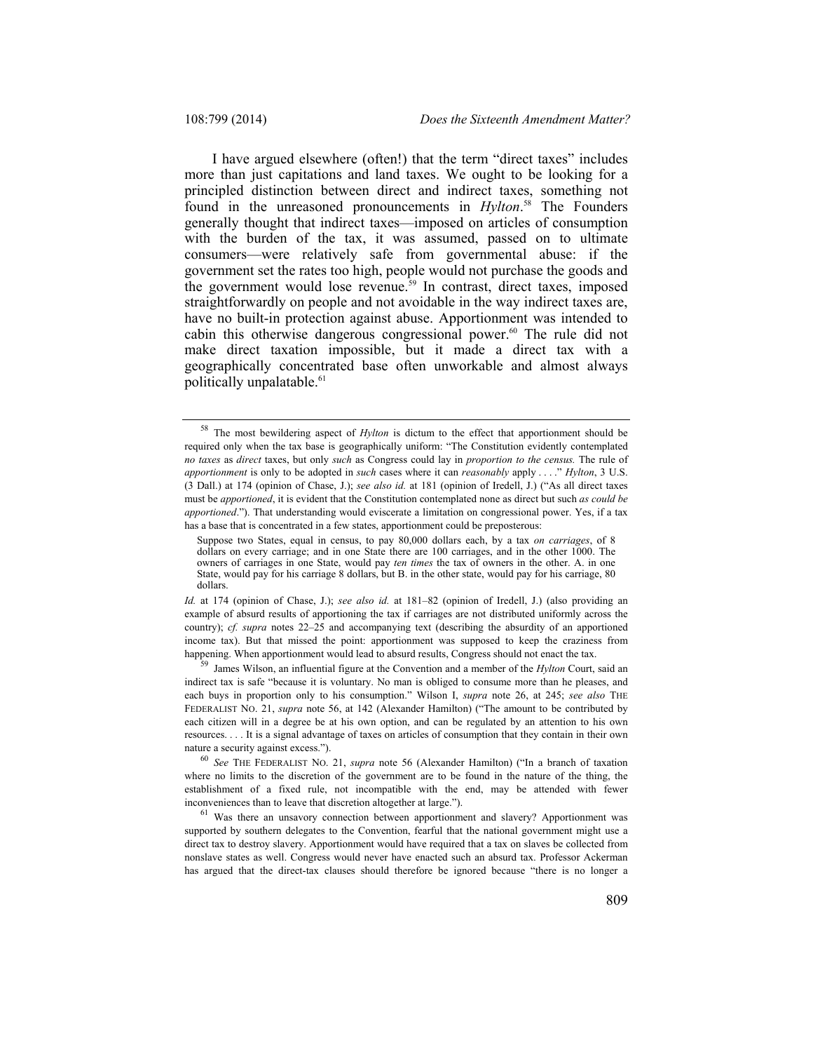I have argued elsewhere (often!) that the term "direct taxes" includes more than just capitations and land taxes. We ought to be looking for a principled distinction between direct and indirect taxes, something not found in the unreasoned pronouncements in *Hylton*.[58] The Founders generally thought that indirect taxes—imposed on articles of consumption with the burden of the tax, it was assumed, passed on to ultimate consumers—were relatively safe from governmental abuse: if the government set the rates too high, people would not purchase the goods and the government would lose revenue.[59] In contrast, direct taxes, imposed straightforwardly on people and not avoidable in the way indirect taxes are, have no built-in protection against abuse. Apportionment was intended to cabin this otherwise dangerous congressional power.[60] The rule did not make direct taxation impossible, but it made a direct tax with a geographically concentrated base often unworkable and almost always politically unpalatable.[61]

---

[58] The most bewildering aspect of *Hylton* is dictum to the effect that apportionment should be required only when the tax base is geographically uniform: "The Constitution evidently contemplated *no taxes* as *direct* taxes, but only *such* as Congress could lay in *proportion to the census.* The rule of *apportionment* is only to be adopted in *such* cases where it can *reasonably* apply . . . ." *Hylton*, 3 U.S. (3 Dall.) at 174 (opinion of Chase, J.); *see also id.* at 181 (opinion of Iredell, J.) ("As all direct taxes must be *apportioned*, it is evident that the Constitution contemplated none as direct but such *as could be apportioned*."). That understanding would eviscerate a limitation on congressional power. Yes, if a tax has a base that is concentrated in a few states, apportionment could be preposterous:

> Suppose two States, equal in census, to pay 80,000 dollars each, by a tax *on carriages*, of 8 dollars on every carriage; and in one State there are 100 carriages, and in the other 1000. The owners of carriages in one State, would pay *ten times* the tax of owners in the other. A. in one State, would pay for his carriage 8 dollars, but B. in the other state, would pay for his carriage, 80 dollars.

*Id.* at 174 (opinion of Chase, J.); *see also id.* at 181–82 (opinion of Iredell, J.) (also providing an example of absurd results of apportioning the tax if carriages are not distributed uniformly across the country); *cf. supra* notes 22–25 and accompanying text (describing the absurdity of an apportioned income tax). But that missed the point: apportionment was supposed to keep the craziness from happening. When apportionment would lead to absurd results, Congress should not enact the tax.

[59] James Wilson, an influential figure at the Convention and a member of the *Hylton* Court, said an indirect tax is safe "because it is voluntary. No man is obliged to consume more than he pleases, and each buys in proportion only to his consumption." Wilson I, *supra* note 26, at 245; *see also* THE FEDERALIST NO. 21, *supra* note 56, at 142 (Alexander Hamilton) ("The amount to be contributed by each citizen will in a degree be at his own option, and can be regulated by an attention to his own resources. . . . It is a signal advantage of taxes on articles of consumption that they contain in their own nature a security against excess.").

[60] *See* THE FEDERALIST NO. 21, *supra* note 56 (Alexander Hamilton) ("In a branch of taxation where no limits to the discretion of the government are to be found in the nature of the thing, the establishment of a fixed rule, not incompatible with the end, may be attended with fewer inconveniences than to leave that discretion altogether at large.").

[61] Was there an unsavory connection between apportionment and slavery? Apportionment was supported by southern delegates to the Convention, fearful that the national government might use a direct tax to destroy slavery. Apportionment would have required that a tax on slaves be collected from nonslave states as well. Congress would never have enacted such an absurd tax. Professor Ackerman has argued that the direct-tax clauses should therefore be ignored because "there is no longer a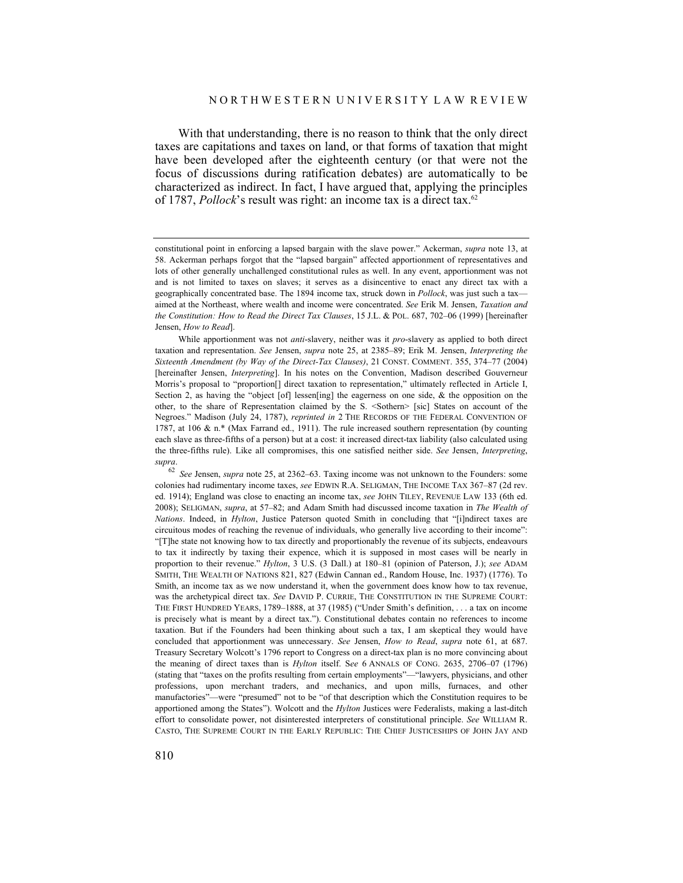With that understanding, there is no reason to think that the only direct taxes are capitations and taxes on land, or that forms of taxation that might have been developed after the eighteenth century (or that were not the focus of discussions during ratification debates) are automatically to be characterized as indirect. In fact, I have argued that, applying the principles of 1787, *Pollock*'s result was right: an income tax is a direct tax.[62]

---

constitutional point in enforcing a lapsed bargain with the slave power." Ackerman, *supra* note 13, at 58. Ackerman perhaps forgot that the "lapsed bargain" affected apportionment of representatives and lots of other generally unchallenged constitutional rules as well. In any event, apportionment was not and is not limited to taxes on slaves; it serves as a disincentive to enact any direct tax with a geographically concentrated base. The 1894 income tax, struck down in *Pollock*, was just such a tax—aimed at the Northeast, where wealth and income were concentrated. *See* Erik M. Jensen, *Taxation and the Constitution: How to Read the Direct Tax Clauses*, 15 J.L. & POL. 687, 702–06 (1999) [hereinafter Jensen, *How to Read*].

While apportionment was not *anti*-slavery, neither was it *pro*-slavery as applied to both direct taxation and representation. *See* Jensen, *supra* note 25, at 2385–89; Erik M. Jensen, *Interpreting the Sixteenth Amendment (by Way of the Direct-Tax Clauses)*, 21 CONST. COMMENT. 355, 374–77 (2004) [hereinafter Jensen, *Interpreting*]. In his notes on the Convention, Madison described Gouverneur Morris's proposal to "proportion[] direct taxation to representation," ultimately reflected in Article I, Section 2, as having the "object [of] lessen[ing] the eagerness on one side, & the opposition on the other, to the share of Representation claimed by the S. <Sothern> [sic] States on account of the Negroes." Madison (July 24, 1787), *reprinted in* 2 THE RECORDS OF THE FEDERAL CONVENTION OF 1787, at 106 & n.* (Max Farrand ed., 1911). The rule increased southern representation (by counting each slave as three-fifths of a person) but at a cost: it increased direct-tax liability (also calculated using the three-fifths rule). Like all compromises, this one satisfied neither side. *See* Jensen, *Interpreting*, *supra*.

[62] *See* Jensen, *supra* note 25, at 2362–63. Taxing income was not unknown to the Founders: some colonies had rudimentary income taxes, *see* EDWIN R.A. SELIGMAN, THE INCOME TAX 367–87 (2d rev. ed. 1914); England was close to enacting an income tax, *see* JOHN TILEY, REVENUE LAW 133 (6th ed. 2008); SELIGMAN, *supra*, at 57–82; and Adam Smith had discussed income taxation in *The Wealth of Nations*. Indeed, in *Hylton*, Justice Paterson quoted Smith in concluding that "[i]ndirect taxes are circuitous modes of reaching the revenue of individuals, who generally live according to their income": "[T]he state not knowing how to tax directly and proportionably the revenue of its subjects, endeavours to tax it indirectly by taxing their expence, which it is supposed in most cases will be nearly in proportion to their revenue." *Hylton*, 3 U.S. (3 Dall.) at 180–81 (opinion of Paterson, J.); *see* ADAM SMITH, THE WEALTH OF NATIONS 821, 827 (Edwin Cannan ed., Random House, Inc. 1937) (1776). To Smith, an income tax as we now understand it, when the government does know how to tax revenue, was the archetypical direct tax. *See* DAVID P. CURRIE, THE CONSTITUTION IN THE SUPREME COURT: THE FIRST HUNDRED YEARS, 1789–1888, at 37 (1985) ("Under Smith's definition, . . . a tax on income is precisely what is meant by a direct tax."). Constitutional debates contain no references to income taxation. But if the Founders had been thinking about such a tax, I am skeptical they would have concluded that apportionment was unnecessary. *See* Jensen, *How to Read*, *supra* note 61, at 687. Treasury Secretary Wolcott's 1796 report to Congress on a direct-tax plan is no more convincing about the meaning of direct taxes than is *Hylton* itself. S*ee* 6 ANNALS OF CONG. 2635, 2706–07 (1796) (stating that "taxes on the profits resulting from certain employments"—"lawyers, physicians, and other professions, upon merchant traders, and mechanics, and upon mills, furnaces, and other manufactories"—were "presumed" not to be "of that description which the Constitution requires to be apportioned among the States"). Wolcott and the *Hylton* Justices were Federalists, making a last-ditch effort to consolidate power, not disinterested interpreters of constitutional principle. *See* WILLIAM R. CASTO, THE SUPREME COURT IN THE EARLY REPUBLIC: THE CHIEF JUSTICESHIPS OF JOHN JAY AND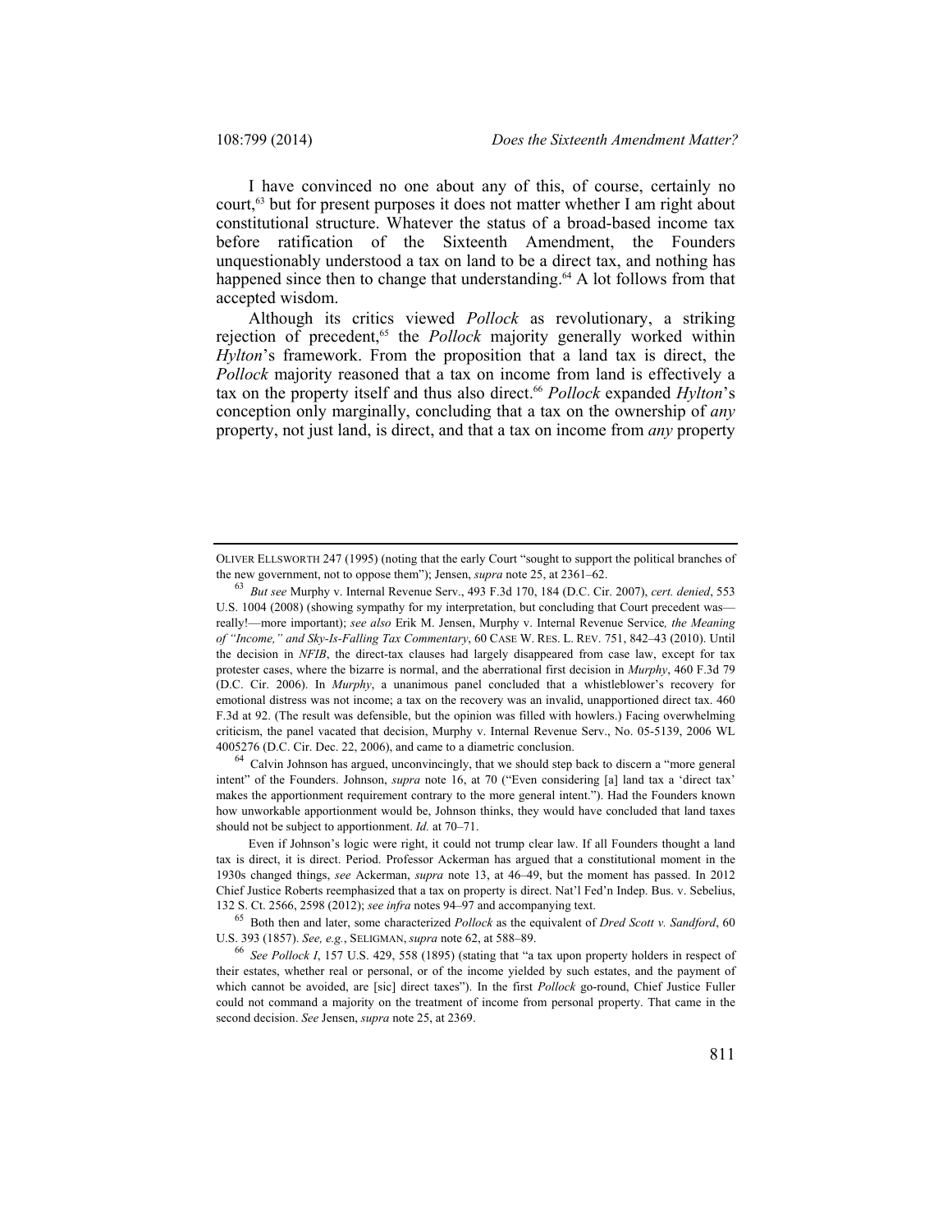I have convinced no one about any of this, of course, certainly no court,[63] but for present purposes it does not matter whether I am right about constitutional structure. Whatever the status of a broad-based income tax before ratification of the Sixteenth Amendment, the Founders unquestionably understood a tax on land to be a direct tax, and nothing has happened since then to change that understanding.[64] A lot follows from that accepted wisdom.

Although its critics viewed *Pollock* as revolutionary, a striking rejection of precedent,[65] the *Pollock* majority generally worked within *Hylton*'s framework. From the proposition that a land tax is direct, the *Pollock* majority reasoned that a tax on income from land is effectively a tax on the property itself and thus also direct.[66] *Pollock* expanded *Hylton*'s conception only marginally, concluding that a tax on the ownership of *any* property, not just land, is direct, and that a tax on income from *any* property

---

OLIVER ELLSWORTH 247 (1995) (noting that the early Court "sought to support the political branches of the new government, not to oppose them"); Jensen, *supra* note 25, at 2361–62.

[63] *But see* Murphy v. Internal Revenue Serv., 493 F.3d 170, 184 (D.C. Cir. 2007), *cert. denied*, 553 U.S. 1004 (2008) (showing sympathy for my interpretation, but concluding that Court precedent was—really!—more important); *see also* Erik M. Jensen, Murphy v. Internal Revenue Service*, the Meaning of "Income," and Sky-Is-Falling Tax Commentary*, 60 CASE W. RES. L. REV. 751, 842–43 (2010). Until the decision in *NFIB*, the direct-tax clauses had largely disappeared from case law, except for tax protester cases, where the bizarre is normal, and the aberrational first decision in *Murphy*, 460 F.3d 79 (D.C. Cir. 2006). In *Murphy*, a unanimous panel concluded that a whistleblower's recovery for emotional distress was not income; a tax on the recovery was an invalid, unapportioned direct tax. 460 F.3d at 92. (The result was defensible, but the opinion was filled with howlers.) Facing overwhelming criticism, the panel vacated that decision, Murphy v. Internal Revenue Serv., No. 05-5139, 2006 WL 4005276 (D.C. Cir. Dec. 22, 2006), and came to a diametric conclusion.

[64] Calvin Johnson has argued, unconvincingly, that we should step back to discern a "more general intent" of the Founders. Johnson, *supra* note 16, at 70 ("Even considering [a] land tax a 'direct tax' makes the apportionment requirement contrary to the more general intent."). Had the Founders known how unworkable apportionment would be, Johnson thinks, they would have concluded that land taxes should not be subject to apportionment. *Id.* at 70–71.

Even if Johnson's logic were right, it could not trump clear law. If all Founders thought a land tax is direct, it is direct. Period. Professor Ackerman has argued that a constitutional moment in the 1930s changed things, *see* Ackerman, *supra* note 13, at 46–49, but the moment has passed. In 2012 Chief Justice Roberts reemphasized that a tax on property is direct. Nat'l Fed'n Indep. Bus. v. Sebelius, 132 S. Ct. 2566, 2598 (2012); *see infra* notes 94–97 and accompanying text.

[65] Both then and later, some characterized *Pollock* as the equivalent of *Dred Scott v. Sandford*, 60 U.S. 393 (1857). *See, e.g.*, SELIGMAN, *supra* note 62, at 588–89.

[66] *See Pollock I*, 157 U.S. 429, 558 (1895) (stating that "a tax upon property holders in respect of their estates, whether real or personal, or of the income yielded by such estates, and the payment of which cannot be avoided, are [sic] direct taxes"). In the first *Pollock* go-round, Chief Justice Fuller could not command a majority on the treatment of income from personal property. That came in the second decision. *See* Jensen, *supra* note 25, at 2369.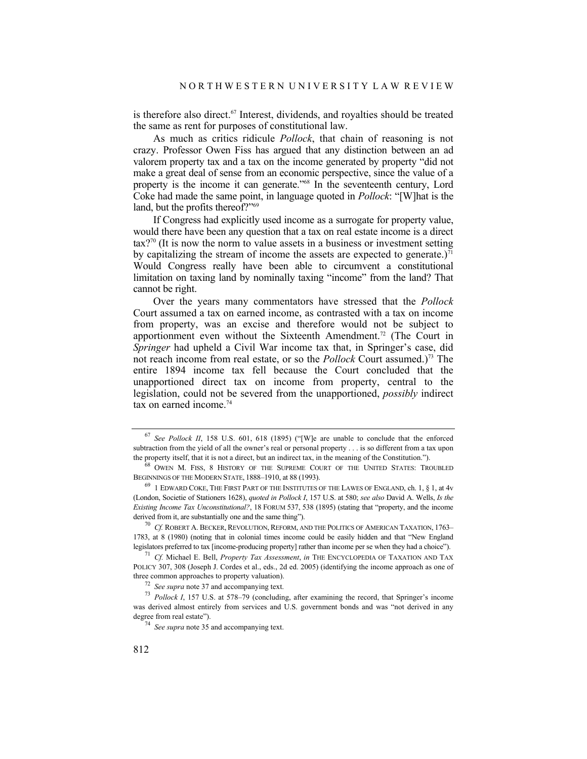is therefore also direct.[67] Interest, dividends, and royalties should be treated the same as rent for purposes of constitutional law.

As much as critics ridicule *Pollock*, that chain of reasoning is not crazy. Professor Owen Fiss has argued that any distinction between an ad valorem property tax and a tax on the income generated by property "did not make a great deal of sense from an economic perspective, since the value of a property is the income it can generate."[68] In the seventeenth century, Lord Coke had made the same point, in language quoted in *Pollock*: "[W]hat is the land, but the profits thereof?"[69]

If Congress had explicitly used income as a surrogate for property value, would there have been any question that a tax on real estate income is a direct tax?[70] (It is now the norm to value assets in a business or investment setting by capitalizing the stream of income the assets are expected to generate.)[71] Would Congress really have been able to circumvent a constitutional limitation on taxing land by nominally taxing "income" from the land? That cannot be right.

Over the years many commentators have stressed that the *Pollock* Court assumed a tax on earned income, as contrasted with a tax on income from property, was an excise and therefore would not be subject to apportionment even without the Sixteenth Amendment.[72] (The Court in *Springer* had upheld a Civil War income tax that, in Springer's case, did not reach income from real estate, or so the *Pollock* Court assumed.)[73] The entire 1894 income tax fell because the Court concluded that the unapportioned direct tax on income from property, central to the legislation, could not be severed from the unapportioned, *possibly* indirect tax on earned income.[74]

---

[67] *See Pollock II*, 158 U.S. 601, 618 (1895) ("[W]e are unable to conclude that the enforced subtraction from the yield of all the owner's real or personal property . . . is so different from a tax upon the property itself, that it is not a direct, but an indirect tax, in the meaning of the Constitution.").

[68] OWEN M. FISS, 8 HISTORY OF THE SUPREME COURT OF THE UNITED STATES: TROUBLED BEGINNINGS OF THE MODERN STATE, 1888–1910, at 88 (1993).

[69] 1 EDWARD COKE, THE FIRST PART OF THE INSTITUTES OF THE LAWES OF ENGLAND, ch. 1, § 1, at 4v (London, Societie of Stationers 1628), *quoted in Pollock I*, 157 U.S. at 580; *see also* David A. Wells, *Is the Existing Income Tax Unconstitutional?*, 18 FORUM 537, 538 (1895) (stating that "property, and the income derived from it, are substantially one and the same thing").

[70] *Cf.* ROBERT A. BECKER, REVOLUTION, REFORM, AND THE POLITICS OF AMERICAN TAXATION, 1763–1783, at 8 (1980) (noting that in colonial times income could be easily hidden and that "New England legislators preferred to tax [income-producing property] rather than income per se when they had a choice").

[71] *Cf.* Michael E. Bell, *Property Tax Assessment*, *in* THE ENCYCLOPEDIA OF TAXATION AND TAX POLICY 307, 308 (Joseph J. Cordes et al., eds., 2d ed. 2005) (identifying the income approach as one of three common approaches to property valuation).

[72] *See supra* note 37 and accompanying text.

[73] *Pollock I*, 157 U.S. at 578–79 (concluding, after examining the record, that Springer's income was derived almost entirely from services and U.S. government bonds and was "not derived in any degree from real estate").

[74] *See supra* note 35 and accompanying text.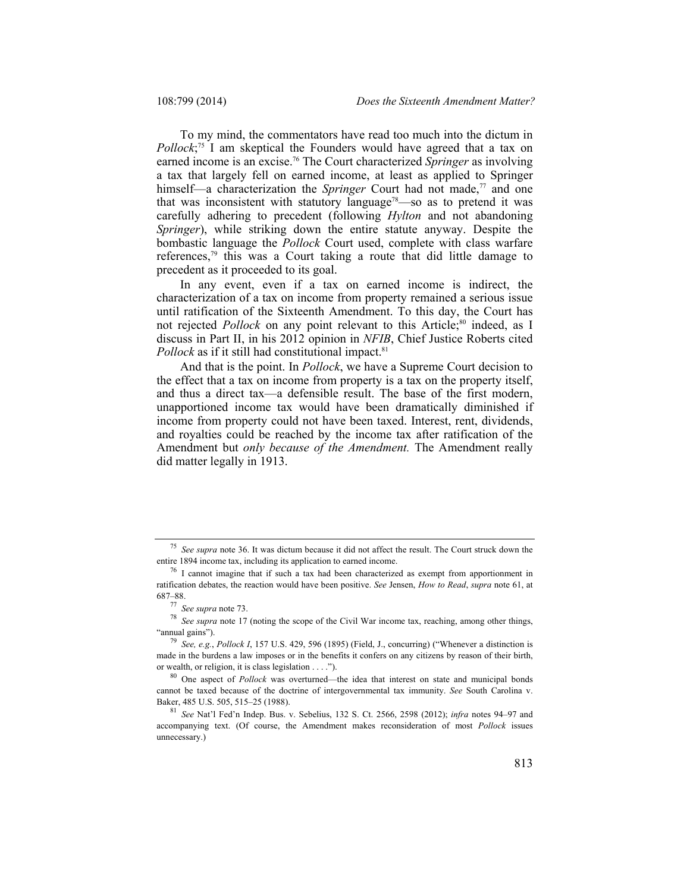To my mind, the commentators have read too much into the dictum in *Pollock*;[75] I am skeptical the Founders would have agreed that a tax on earned income is an excise.[76] The Court characterized *Springer* as involving a tax that largely fell on earned income, at least as applied to Springer himself—a characterization the *Springer* Court had not made,[77] and one that was inconsistent with statutory language[78]—so as to pretend it was carefully adhering to precedent (following *Hylton* and not abandoning *Springer*), while striking down the entire statute anyway. Despite the bombastic language the *Pollock* Court used, complete with class warfare references,[79] this was a Court taking a route that did little damage to precedent as it proceeded to its goal.

In any event, even if a tax on earned income is indirect, the characterization of a tax on income from property remained a serious issue until ratification of the Sixteenth Amendment. To this day, the Court has not rejected *Pollock* on any point relevant to this Article;[80] indeed, as I discuss in Part II, in his 2012 opinion in *NFIB*, Chief Justice Roberts cited *Pollock* as if it still had constitutional impact.[81]

And that is the point. In *Pollock*, we have a Supreme Court decision to the effect that a tax on income from property is a tax on the property itself, and thus a direct tax—a defensible result. The base of the first modern, unapportioned income tax would have been dramatically diminished if income from property could not have been taxed. Interest, rent, dividends, and royalties could be reached by the income tax after ratification of the Amendment but *only because of the Amendment.* The Amendment really did matter legally in 1913.

---

[75] *See supra* note 36. It was dictum because it did not affect the result. The Court struck down the entire 1894 income tax, including its application to earned income.

[76] I cannot imagine that if such a tax had been characterized as exempt from apportionment in ratification debates, the reaction would have been positive. *See* Jensen, *How to Read*, *supra* note 61, at 687–88.

[77] *See supra* note 73.

[78] *See supra* note 17 (noting the scope of the Civil War income tax, reaching, among other things, "annual gains").

[79] *See, e.g.*, *Pollock I*, 157 U.S. 429, 596 (1895) (Field, J., concurring) ("Whenever a distinction is made in the burdens a law imposes or in the benefits it confers on any citizens by reason of their birth, or wealth, or religion, it is class legislation . . . .").

[80] One aspect of *Pollock* was overturned—the idea that interest on state and municipal bonds cannot be taxed because of the doctrine of intergovernmental tax immunity. *See* South Carolina v. Baker, 485 U.S. 505, 515–25 (1988).

[81] *See* Nat'l Fed'n Indep. Bus. v. Sebelius, 132 S. Ct. 2566, 2598 (2012); *infra* notes 94–97 and accompanying text. (Of course, the Amendment makes reconsideration of most *Pollock* issues unnecessary.)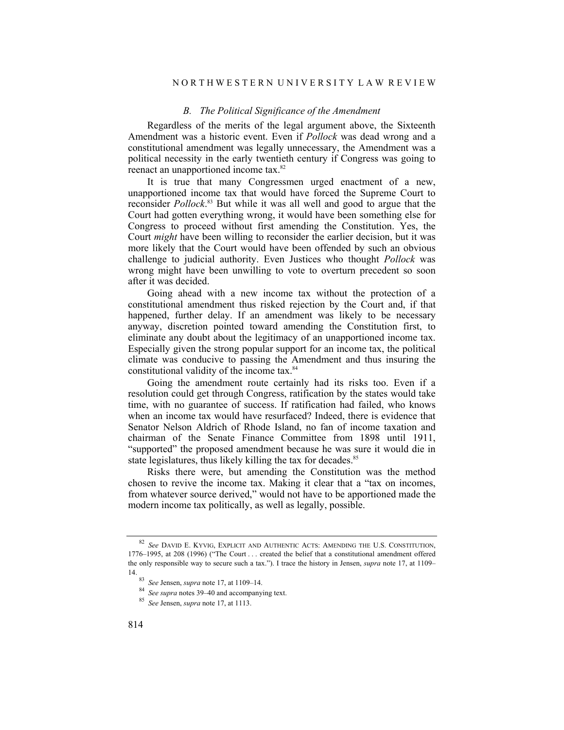### *B. The Political Significance of the Amendment*

Regardless of the merits of the legal argument above, the Sixteenth Amendment was a historic event. Even if *Pollock* was dead wrong and a constitutional amendment was legally unnecessary, the Amendment was a political necessity in the early twentieth century if Congress was going to reenact an unapportioned income tax.[82]

It is true that many Congressmen urged enactment of a new, unapportioned income tax that would have forced the Supreme Court to reconsider *Pollock*.[83] But while it was all well and good to argue that the Court had gotten everything wrong, it would have been something else for Congress to proceed without first amending the Constitution. Yes, the Court *might* have been willing to reconsider the earlier decision, but it was more likely that the Court would have been offended by such an obvious challenge to judicial authority. Even Justices who thought *Pollock* was wrong might have been unwilling to vote to overturn precedent so soon after it was decided.

Going ahead with a new income tax without the protection of a constitutional amendment thus risked rejection by the Court and, if that happened, further delay. If an amendment was likely to be necessary anyway, discretion pointed toward amending the Constitution first, to eliminate any doubt about the legitimacy of an unapportioned income tax. Especially given the strong popular support for an income tax, the political climate was conducive to passing the Amendment and thus insuring the constitutional validity of the income tax.[84]

Going the amendment route certainly had its risks too. Even if a resolution could get through Congress, ratification by the states would take time, with no guarantee of success. If ratification had failed, who knows when an income tax would have resurfaced? Indeed, there is evidence that Senator Nelson Aldrich of Rhode Island, no fan of income taxation and chairman of the Senate Finance Committee from 1898 until 1911, "supported" the proposed amendment because he was sure it would die in state legislatures, thus likely killing the tax for decades.[85]

Risks there were, but amending the Constitution was the method chosen to revive the income tax. Making it clear that a "tax on incomes, from whatever source derived," would not have to be apportioned made the modern income tax politically, as well as legally, possible.

---

[82] *See* DAVID E. KYVIG, EXPLICIT AND AUTHENTIC ACTS: AMENDING THE U.S. CONSTITUTION, 1776–1995, at 208 (1996) ("The Court . . . created the belief that a constitutional amendment offered the only responsible way to secure such a tax."). I trace the history in Jensen, *supra* note 17, at 1109–14.

[83] *See* Jensen, *supra* note 17, at 1109–14.

[84] *See supra* notes 39–40 and accompanying text.

[85] *See* Jensen, *supra* note 17, at 1113.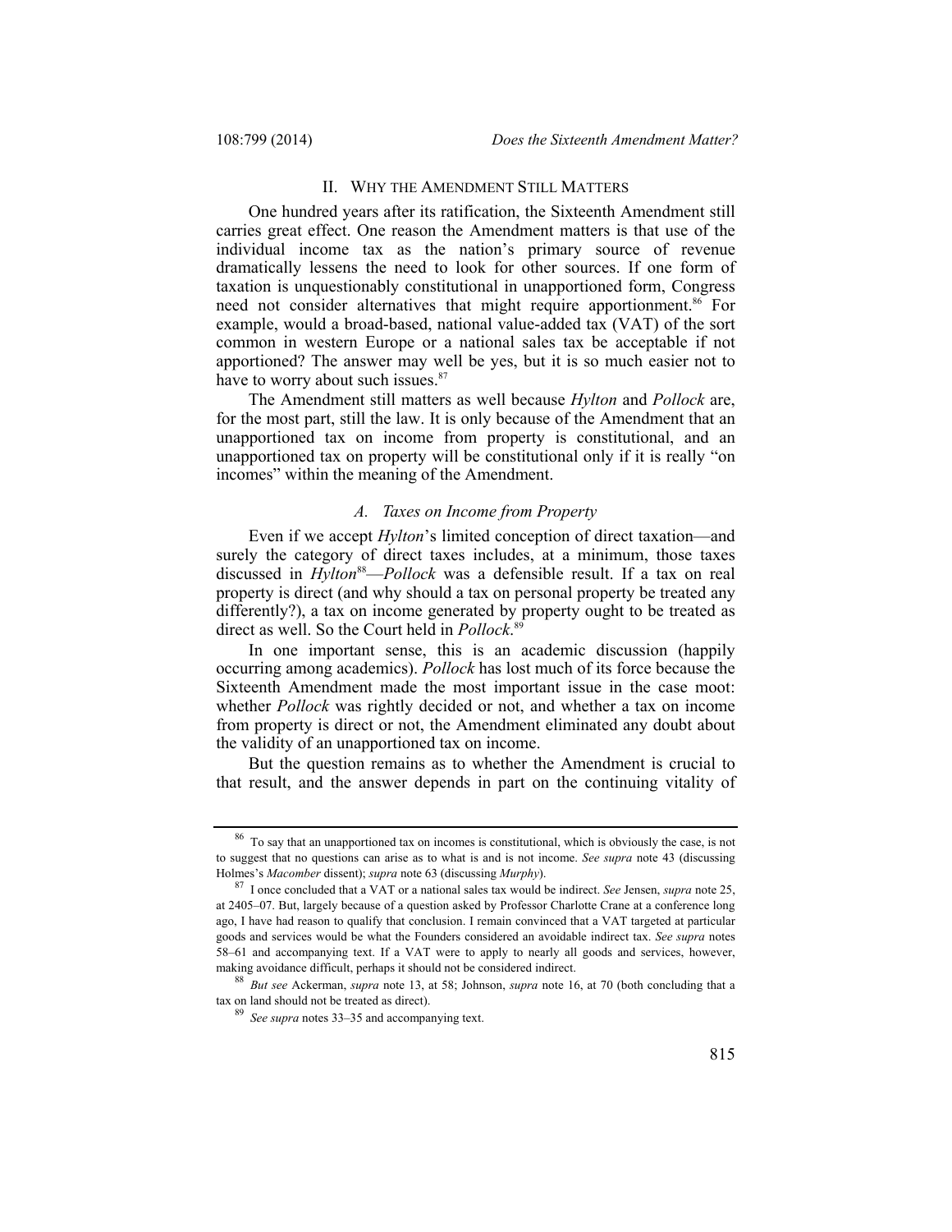## II. WHY THE AMENDMENT STILL MATTERS

One hundred years after its ratification, the Sixteenth Amendment still carries great effect. One reason the Amendment matters is that use of the individual income tax as the nation's primary source of revenue dramatically lessens the need to look for other sources. If one form of taxation is unquestionably constitutional in unapportioned form, Congress need not consider alternatives that might require apportionment.[86] For example, would a broad-based, national value-added tax (VAT) of the sort common in western Europe or a national sales tax be acceptable if not apportioned? The answer may well be yes, but it is so much easier not to have to worry about such issues.[87]

The Amendment still matters as well because *Hylton* and *Pollock* are, for the most part, still the law. It is only because of the Amendment that an unapportioned tax on income from property is constitutional, and an unapportioned tax on property will be constitutional only if it is really "on incomes" within the meaning of the Amendment.

### *A. Taxes on Income from Property*

Even if we accept *Hylton*'s limited conception of direct taxation—and surely the category of direct taxes includes, at a minimum, those taxes discussed in *Hylton*[88]—*Pollock* was a defensible result. If a tax on real property is direct (and why should a tax on personal property be treated any differently?), a tax on income generated by property ought to be treated as direct as well. So the Court held in *Pollock*.[89]

In one important sense, this is an academic discussion (happily occurring among academics). *Pollock* has lost much of its force because the Sixteenth Amendment made the most important issue in the case moot: whether *Pollock* was rightly decided or not, and whether a tax on income from property is direct or not, the Amendment eliminated any doubt about the validity of an unapportioned tax on income.

But the question remains as to whether the Amendment is crucial to that result, and the answer depends in part on the continuing vitality of

---

[86] To say that an unapportioned tax on incomes is constitutional, which is obviously the case, is not to suggest that no questions can arise as to what is and is not income. *See supra* note 43 (discussing Holmes's *Macomber* dissent); *supra* note 63 (discussing *Murphy*).

[87] I once concluded that a VAT or a national sales tax would be indirect. *See* Jensen, *supra* note 25, at 2405–07. But, largely because of a question asked by Professor Charlotte Crane at a conference long ago, I have had reason to qualify that conclusion. I remain convinced that a VAT targeted at particular goods and services would be what the Founders considered an avoidable indirect tax. *See supra* notes 58–61 and accompanying text. If a VAT were to apply to nearly all goods and services, however, making avoidance difficult, perhaps it should not be considered indirect.

[88] *But see* Ackerman, *supra* note 13, at 58; Johnson, *supra* note 16, at 70 (both concluding that a tax on land should not be treated as direct).

[89] *See supra* notes 33–35 and accompanying text.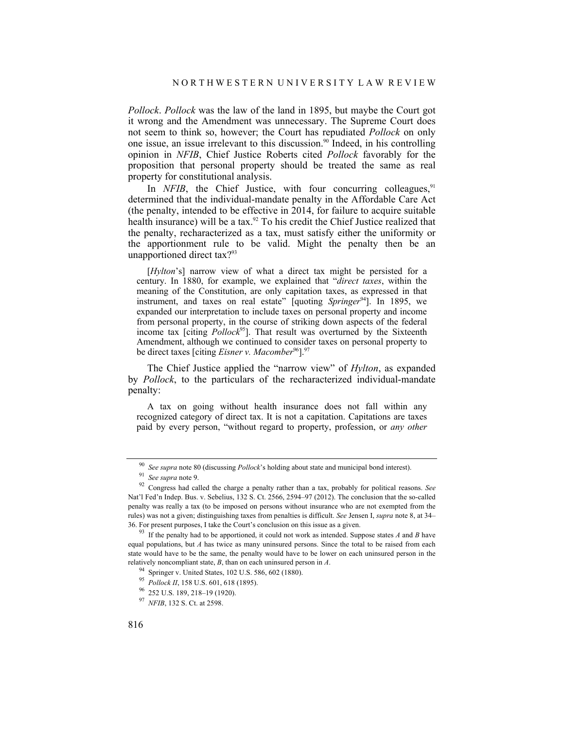*Pollock*. *Pollock* was the law of the land in 1895, but maybe the Court got it wrong and the Amendment was unnecessary. The Supreme Court does not seem to think so, however; the Court has repudiated *Pollock* on only one issue, an issue irrelevant to this discussion.[90] Indeed, in his controlling opinion in *NFIB*, Chief Justice Roberts cited *Pollock* favorably for the proposition that personal property should be treated the same as real property for constitutional analysis.

In *NFIB*, the Chief Justice, with four concurring colleagues,[91] determined that the individual-mandate penalty in the Affordable Care Act (the penalty, intended to be effective in 2014, for failure to acquire suitable health insurance) will be a tax.[92] To his credit the Chief Justice realized that the penalty, recharacterized as a tax, must satisfy either the uniformity or the apportionment rule to be valid. Might the penalty then be an unapportioned direct tax?[93]

> [*Hylton*'s] narrow view of what a direct tax might be persisted for a century. In 1880, for example, we explained that "*direct taxes*, within the meaning of the Constitution, are only capitation taxes, as expressed in that instrument, and taxes on real estate" [quoting *Springer*[94]]. In 1895, we expanded our interpretation to include taxes on personal property and income from personal property, in the course of striking down aspects of the federal income tax [citing *Pollock*[95]]. That result was overturned by the Sixteenth Amendment, although we continued to consider taxes on personal property to be direct taxes [citing *Eisner v. Macomber*[96]].[97]

The Chief Justice applied the "narrow view" of *Hylton*, as expanded by *Pollock*, to the particulars of the recharacterized individual-mandate penalty:

> A tax on going without health insurance does not fall within any recognized category of direct tax. It is not a capitation. Capitations are taxes paid by every person, "without regard to property, profession, or *any other*

---

[90] *See supra* note 80 (discussing *Pollock*'s holding about state and municipal bond interest).

[91] *See supra* note 9.

[92] Congress had called the charge a penalty rather than a tax, probably for political reasons. *See* Nat'l Fed'n Indep. Bus. v. Sebelius, 132 S. Ct. 2566, 2594–97 (2012). The conclusion that the so-called penalty was really a tax (to be imposed on persons without insurance who are not exempted from the rules) was not a given; distinguishing taxes from penalties is difficult. *See* Jensen I, *supra* note 8, at 34–36. For present purposes, I take the Court's conclusion on this issue as a given.

[93] If the penalty had to be apportioned, it could not work as intended. Suppose states *A* and *B* have equal populations, but *A* has twice as many uninsured persons. Since the total to be raised from each state would have to be the same, the penalty would have to be lower on each uninsured person in the relatively noncompliant state, *B*, than on each uninsured person in *A*.

[94] Springer v. United States, 102 U.S. 586, 602 (1880).

[95] *Pollock II*, 158 U.S. 601, 618 (1895).

[96] 252 U.S. 189, 218–19 (1920).

[97] *NFIB*, 132 S. Ct. at 2598.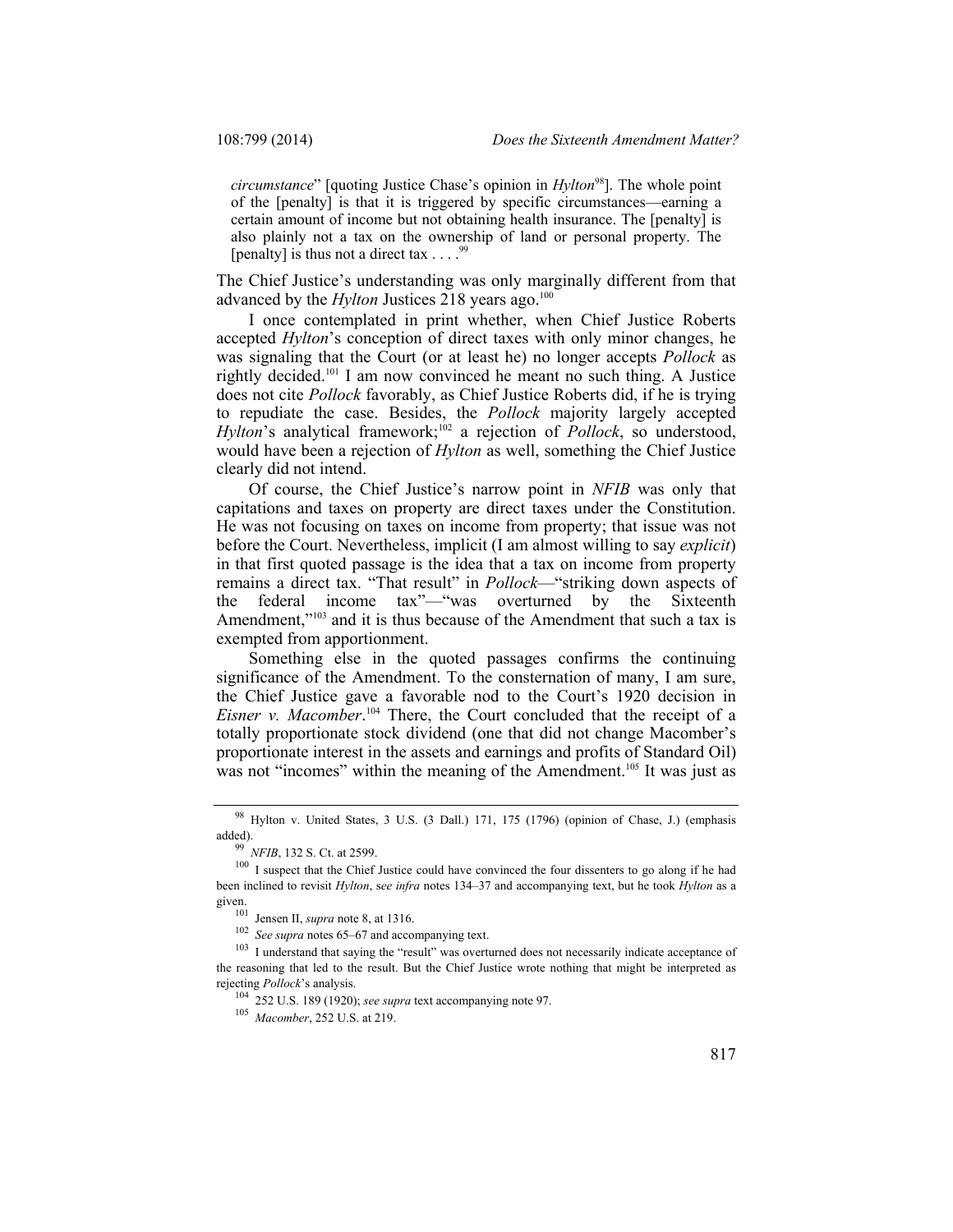> *circumstance*" [quoting Justice Chase's opinion in *Hylton*[98]]. The whole point of the [penalty] is that it is triggered by specific circumstances—earning a certain amount of income but not obtaining health insurance. The [penalty] is also plainly not a tax on the ownership of land or personal property. The [penalty] is thus not a direct tax . . . .[99]

The Chief Justice's understanding was only marginally different from that advanced by the *Hylton* Justices 218 years ago.[100]

I once contemplated in print whether, when Chief Justice Roberts accepted *Hylton*'s conception of direct taxes with only minor changes, he was signaling that the Court (or at least he) no longer accepts *Pollock* as rightly decided.[101] I am now convinced he meant no such thing. A Justice does not cite *Pollock* favorably, as Chief Justice Roberts did, if he is trying to repudiate the case. Besides, the *Pollock* majority largely accepted *Hylton*'s analytical framework;[102] a rejection of *Pollock*, so understood, would have been a rejection of *Hylton* as well, something the Chief Justice clearly did not intend.

Of course, the Chief Justice's narrow point in *NFIB* was only that capitations and taxes on property are direct taxes under the Constitution. He was not focusing on taxes on income from property; that issue was not before the Court. Nevertheless, implicit (I am almost willing to say *explicit*) in that first quoted passage is the idea that a tax on income from property remains a direct tax. "That result" in *Pollock*—"striking down aspects of the federal income tax"—"was overturned by the Sixteenth Amendment,"[103] and it is thus because of the Amendment that such a tax is exempted from apportionment.

Something else in the quoted passages confirms the continuing significance of the Amendment. To the consternation of many, I am sure, the Chief Justice gave a favorable nod to the Court's 1920 decision in *Eisner v. Macomber*.[104] There, the Court concluded that the receipt of a totally proportionate stock dividend (one that did not change Macomber's proportionate interest in the assets and earnings and profits of Standard Oil) was not "incomes" within the meaning of the Amendment.[105] It was just as

---

[98] Hylton v. United States, 3 U.S. (3 Dall.) 171, 175 (1796) (opinion of Chase, J.) (emphasis added).

[99] *NFIB*, 132 S. Ct. at 2599.

[100] I suspect that the Chief Justice could have convinced the four dissenters to go along if he had been inclined to revisit *Hylton*, *see infra* notes 134–37 and accompanying text, but he took *Hylton* as a given.

[101] Jensen II, *supra* note 8, at 1316.

[102] *See supra* notes 65–67 and accompanying text.

[103] I understand that saying the "result" was overturned does not necessarily indicate acceptance of the reasoning that led to the result. But the Chief Justice wrote nothing that might be interpreted as rejecting *Pollock*'s analysis.

[104] 252 U.S. 189 (1920); *see supra* text accompanying note 97.

[105] *Macomber*, 252 U.S. at 219.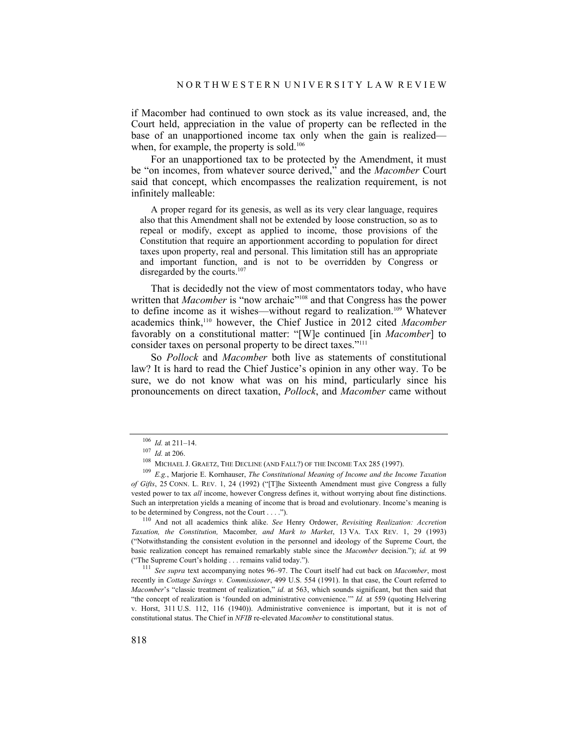if Macomber had continued to own stock as its value increased, and, the Court held, appreciation in the value of property can be reflected in the base of an unapportioned income tax only when the gain is realized—when, for example, the property is sold.[106]

For an unapportioned tax to be protected by the Amendment, it must be "on incomes, from whatever source derived," and the *Macomber* Court said that concept, which encompasses the realization requirement, is not infinitely malleable:

> A proper regard for its genesis, as well as its very clear language, requires also that this Amendment shall not be extended by loose construction, so as to repeal or modify, except as applied to income, those provisions of the Constitution that require an apportionment according to population for direct taxes upon property, real and personal. This limitation still has an appropriate and important function, and is not to be overridden by Congress or disregarded by the courts.[107]

That is decidedly not the view of most commentators today, who have written that *Macomber* is "now archaic"[108] and that Congress has the power to define income as it wishes—without regard to realization.[109] Whatever academics think,[110] however, the Chief Justice in 2012 cited *Macomber* favorably on a constitutional matter: "[W]e continued [in *Macomber*] to consider taxes on personal property to be direct taxes."[111]

So *Pollock* and *Macomber* both live as statements of constitutional law? It is hard to read the Chief Justice's opinion in any other way. To be sure, we do not know what was on his mind, particularly since his pronouncements on direct taxation, *Pollock*, and *Macomber* came without

---

[106] *Id.* at 211–14.

[107] *Id.* at 206.

[108] MICHAEL J. GRAETZ, THE DECLINE (AND FALL?) OF THE INCOME TAX 285 (1997).

[109] *E.g.*, Marjorie E. Kornhauser, *The Constitutional Meaning of Income and the Income Taxation of Gifts*, 25 CONN. L. REV. 1, 24 (1992) ("[T]he Sixteenth Amendment must give Congress a fully vested power to tax *all* income, however Congress defines it, without worrying about fine distinctions. Such an interpretation yields a meaning of income that is broad and evolutionary. Income's meaning is to be determined by Congress, not the Court . . . .").

[110] And not all academics think alike. *See* Henry Ordower, *Revisiting Realization: Accretion Taxation, the Constitution,* Macomber*, and Mark to Market*, 13 VA. TAX REV. 1, 29 (1993) ("Notwithstanding the consistent evolution in the personnel and ideology of the Supreme Court, the basic realization concept has remained remarkably stable since the *Macomber* decision."); *id.* at 99 ("The Supreme Court's holding . . . remains valid today.").

[111] *See supra* text accompanying notes 96–97. The Court itself had cut back on *Macomber*, most recently in *Cottage Savings v. Commissioner*, 499 U.S. 554 (1991). In that case, the Court referred to *Macomber*'s "classic treatment of realization," *id.* at 563, which sounds significant, but then said that "the concept of realization is 'founded on administrative convenience.'" *Id.* at 559 (quoting Helvering v. Horst, 311 U.S. 112, 116 (1940)). Administrative convenience is important, but it is not of constitutional status. The Chief in *NFIB* re-elevated *Macomber* to constitutional status.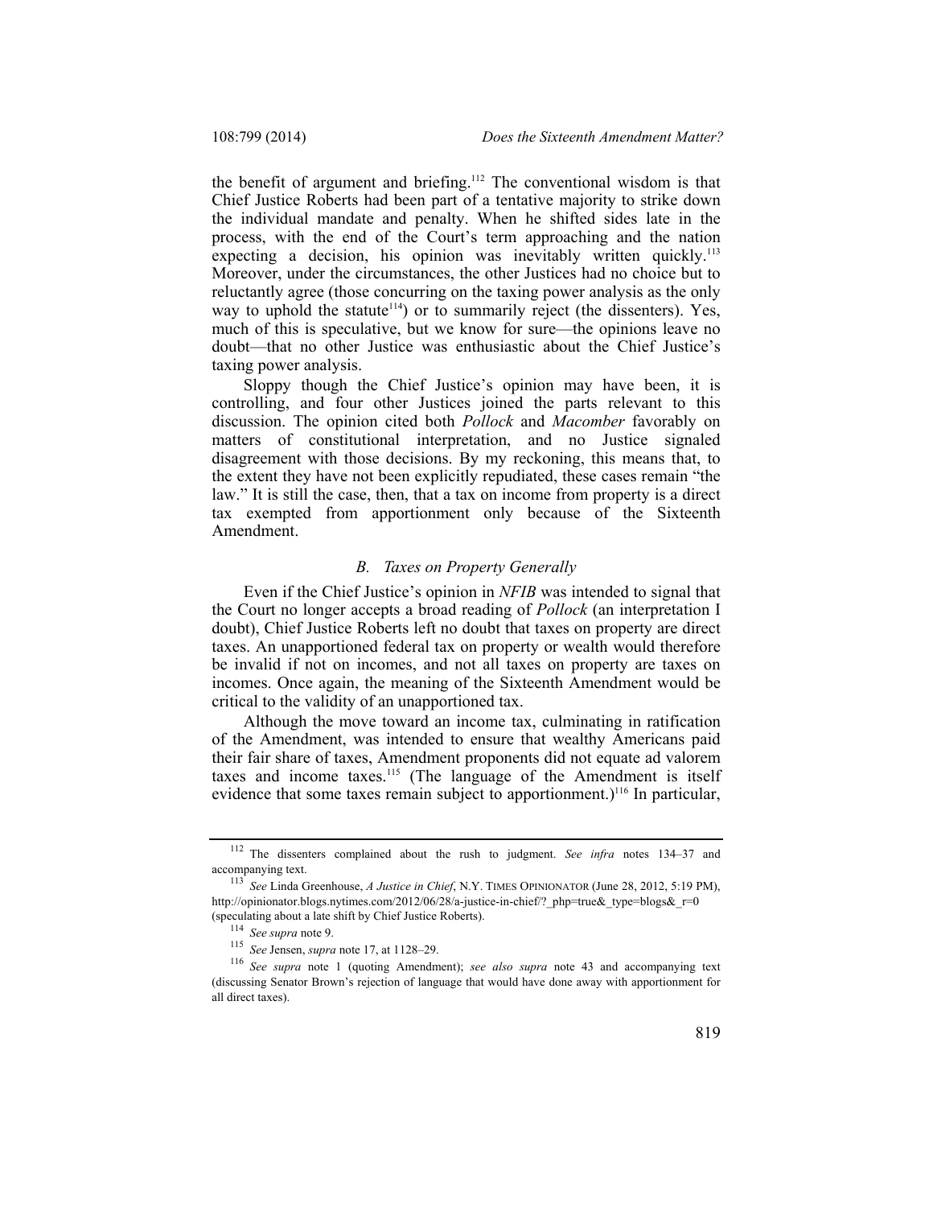the benefit of argument and briefing.[112] The conventional wisdom is that Chief Justice Roberts had been part of a tentative majority to strike down the individual mandate and penalty. When he shifted sides late in the process, with the end of the Court's term approaching and the nation expecting a decision, his opinion was inevitably written quickly.[113] Moreover, under the circumstances, the other Justices had no choice but to reluctantly agree (those concurring on the taxing power analysis as the only way to uphold the statute[114]) or to summarily reject (the dissenters). Yes, much of this is speculative, but we know for sure—the opinions leave no doubt—that no other Justice was enthusiastic about the Chief Justice's taxing power analysis.

Sloppy though the Chief Justice's opinion may have been, it is controlling, and four other Justices joined the parts relevant to this discussion. The opinion cited both *Pollock* and *Macomber* favorably on matters of constitutional interpretation, and no Justice signaled disagreement with those decisions. By my reckoning, this means that, to the extent they have not been explicitly repudiated, these cases remain "the law." It is still the case, then, that a tax on income from property is a direct tax exempted from apportionment only because of the Sixteenth Amendment.

### *B. Taxes on Property Generally*

Even if the Chief Justice's opinion in *NFIB* was intended to signal that the Court no longer accepts a broad reading of *Pollock* (an interpretation I doubt), Chief Justice Roberts left no doubt that taxes on property are direct taxes. An unapportioned federal tax on property or wealth would therefore be invalid if not on incomes, and not all taxes on property are taxes on incomes. Once again, the meaning of the Sixteenth Amendment would be critical to the validity of an unapportioned tax.

Although the move toward an income tax, culminating in ratification of the Amendment, was intended to ensure that wealthy Americans paid their fair share of taxes, Amendment proponents did not equate ad valorem taxes and income taxes.[115] (The language of the Amendment is itself evidence that some taxes remain subject to apportionment.)[116] In particular,

---

[112] The dissenters complained about the rush to judgment. *See infra* notes 134–37 and accompanying text.

[113] *See* Linda Greenhouse, *A Justice in Chief*, N.Y. TIMES OPINIONATOR (June 28, 2012, 5:19 PM), http://opinionator.blogs.nytimes.com/2012/06/28/a-justice-in-chief/?_php=true&_type=blogs&_r=0 (speculating about a late shift by Chief Justice Roberts).

[114] *See supra* note 9.

[115] *See* Jensen, *supra* note 17, at 1128–29.

[116] *See supra* note 1 (quoting Amendment); *see also supra* note 43 and accompanying text (discussing Senator Brown's rejection of language that would have done away with apportionment for all direct taxes).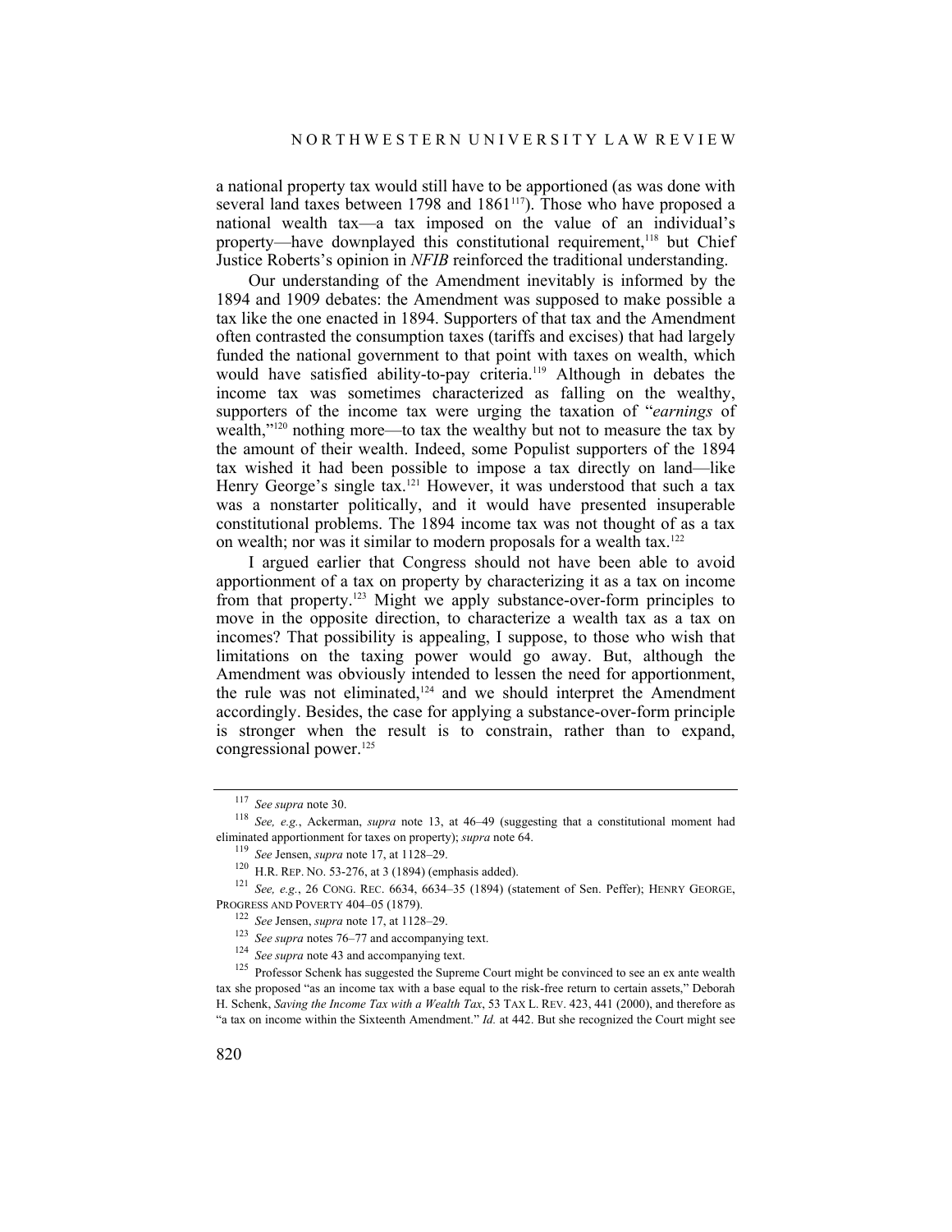a national property tax would still have to be apportioned (as was done with several land taxes between 1798 and 1861[117]). Those who have proposed a national wealth tax—a tax imposed on the value of an individual's property—have downplayed this constitutional requirement,[118] but Chief Justice Roberts's opinion in *NFIB* reinforced the traditional understanding.

Our understanding of the Amendment inevitably is informed by the 1894 and 1909 debates: the Amendment was supposed to make possible a tax like the one enacted in 1894. Supporters of that tax and the Amendment often contrasted the consumption taxes (tariffs and excises) that had largely funded the national government to that point with taxes on wealth, which would have satisfied ability-to-pay criteria.[119] Although in debates the income tax was sometimes characterized as falling on the wealthy, supporters of the income tax were urging the taxation of "*earnings* of wealth,"[120] nothing more—to tax the wealthy but not to measure the tax by the amount of their wealth. Indeed, some Populist supporters of the 1894 tax wished it had been possible to impose a tax directly on land—like Henry George's single tax.[121] However, it was understood that such a tax was a nonstarter politically, and it would have presented insuperable constitutional problems. The 1894 income tax was not thought of as a tax on wealth; nor was it similar to modern proposals for a wealth tax.[122]

I argued earlier that Congress should not have been able to avoid apportionment of a tax on property by characterizing it as a tax on income from that property.[123] Might we apply substance-over-form principles to move in the opposite direction, to characterize a wealth tax as a tax on incomes? That possibility is appealing, I suppose, to those who wish that limitations on the taxing power would go away. But, although the Amendment was obviously intended to lessen the need for apportionment, the rule was not eliminated,[124] and we should interpret the Amendment accordingly. Besides, the case for applying a substance-over-form principle is stronger when the result is to constrain, rather than to expand, congressional power.[125]

---

[117] *See supra* note 30.

[118] *See, e.g.*, Ackerman, *supra* note 13, at 46–49 (suggesting that a constitutional moment had eliminated apportionment for taxes on property); *supra* note 64.

[119] *See* Jensen, *supra* note 17, at 1128–29.

[120] H.R. REP. NO. 53-276, at 3 (1894) (emphasis added).

[121] *See, e.g.*, 26 CONG. REC. 6634, 6634–35 (1894) (statement of Sen. Peffer); HENRY GEORGE, PROGRESS AND POVERTY 404–05 (1879).

[122] *See* Jensen, *supra* note 17, at 1128–29.

[123] *See supra* notes 76–77 and accompanying text.

[124] *See supra* note 43 and accompanying text.

[125] Professor Schenk has suggested the Supreme Court might be convinced to see an ex ante wealth tax she proposed "as an income tax with a base equal to the risk-free return to certain assets," Deborah H. Schenk, *Saving the Income Tax with a Wealth Tax*, 53 TAX L. REV. 423, 441 (2000), and therefore as "a tax on income within the Sixteenth Amendment." *Id.* at 442. But she recognized the Court might see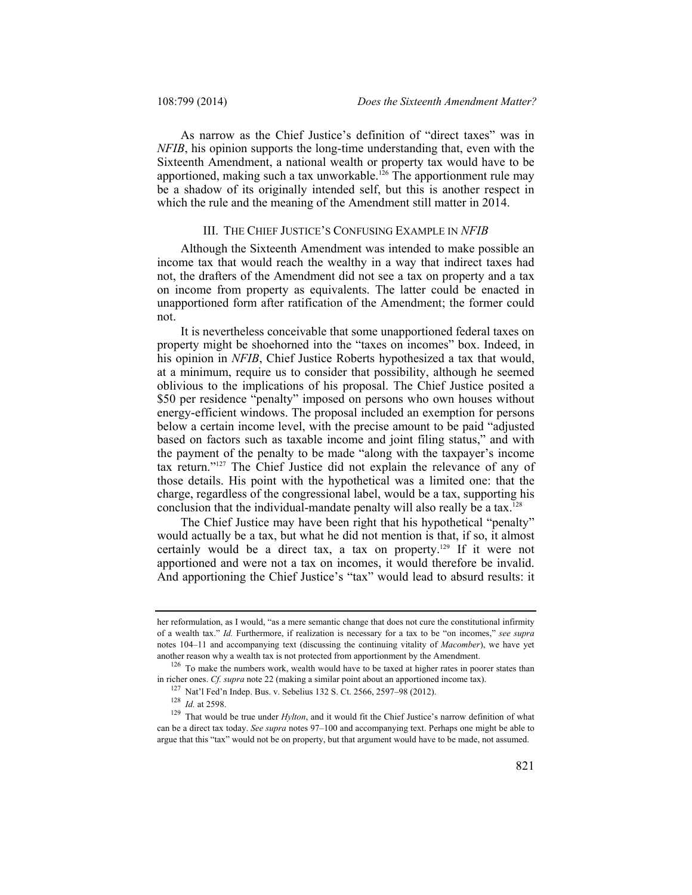As narrow as the Chief Justice's definition of "direct taxes" was in *NFIB*, his opinion supports the long-time understanding that, even with the Sixteenth Amendment, a national wealth or property tax would have to be apportioned, making such a tax unworkable.[126] The apportionment rule may be a shadow of its originally intended self, but this is another respect in which the rule and the meaning of the Amendment still matter in 2014.

## III. THE CHIEF JUSTICE'S CONFUSING EXAMPLE IN *NFIB*

Although the Sixteenth Amendment was intended to make possible an income tax that would reach the wealthy in a way that indirect taxes had not, the drafters of the Amendment did not see a tax on property and a tax on income from property as equivalents. The latter could be enacted in unapportioned form after ratification of the Amendment; the former could not.

It is nevertheless conceivable that some unapportioned federal taxes on property might be shoehorned into the "taxes on incomes" box. Indeed, in his opinion in *NFIB*, Chief Justice Roberts hypothesized a tax that would, at a minimum, require us to consider that possibility, although he seemed oblivious to the implications of his proposal. The Chief Justice posited a \$50 per residence "penalty" imposed on persons who own houses without energy-efficient windows. The proposal included an exemption for persons below a certain income level, with the precise amount to be paid "adjusted based on factors such as taxable income and joint filing status," and with the payment of the penalty to be made "along with the taxpayer's income tax return."[127] The Chief Justice did not explain the relevance of any of those details. His point with the hypothetical was a limited one: that the charge, regardless of the congressional label, would be a tax, supporting his conclusion that the individual-mandate penalty will also really be a tax.[128]

The Chief Justice may have been right that his hypothetical "penalty" would actually be a tax, but what he did not mention is that, if so, it almost certainly would be a direct tax, a tax on property.[129] If it were not apportioned and were not a tax on incomes, it would therefore be invalid. And apportioning the Chief Justice's "tax" would lead to absurd results: it

---

her reformulation, as I would, "as a mere semantic change that does not cure the constitutional infirmity of a wealth tax." *Id.* Furthermore, if realization is necessary for a tax to be "on incomes," *see supra* notes 104–11 and accompanying text (discussing the continuing vitality of *Macomber*), we have yet another reason why a wealth tax is not protected from apportionment by the Amendment.

[126] To make the numbers work, wealth would have to be taxed at higher rates in poorer states than in richer ones. *Cf. supra* note 22 (making a similar point about an apportioned income tax).

[127] Nat'l Fed'n Indep. Bus. v. Sebelius 132 S. Ct. 2566, 2597–98 (2012).

[128] *Id.* at 2598.

[129] That would be true under *Hylton*, and it would fit the Chief Justice's narrow definition of what can be a direct tax today. *See supra* notes 97–100 and accompanying text. Perhaps one might be able to argue that this "tax" would not be on property, but that argument would have to be made, not assumed.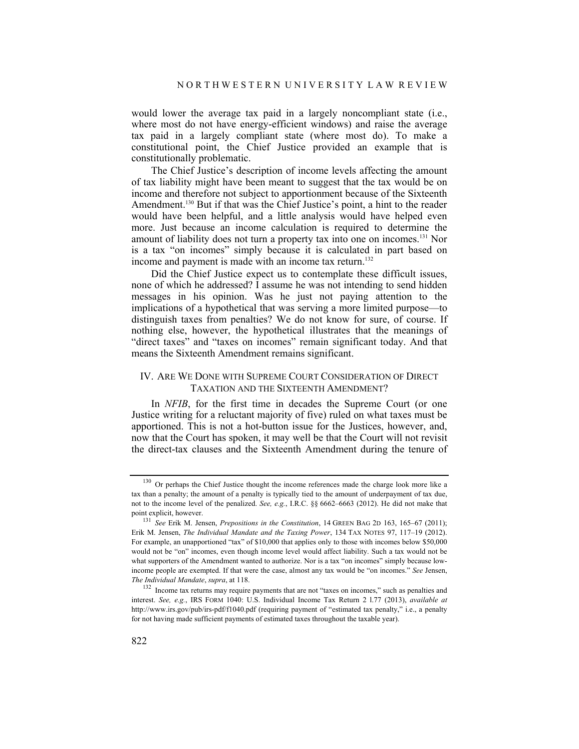would lower the average tax paid in a largely noncompliant state (i.e., where most do not have energy-efficient windows) and raise the average tax paid in a largely compliant state (where most do). To make a constitutional point, the Chief Justice provided an example that is constitutionally problematic.

The Chief Justice's description of income levels affecting the amount of tax liability might have been meant to suggest that the tax would be on income and therefore not subject to apportionment because of the Sixteenth Amendment.[130] But if that was the Chief Justice's point, a hint to the reader would have been helpful, and a little analysis would have helped even more. Just because an income calculation is required to determine the amount of liability does not turn a property tax into one on incomes.[131] Nor is a tax "on incomes" simply because it is calculated in part based on income and payment is made with an income tax return.[132]

Did the Chief Justice expect us to contemplate these difficult issues, none of which he addressed? I assume he was not intending to send hidden messages in his opinion. Was he just not paying attention to the implications of a hypothetical that was serving a more limited purpose—to distinguish taxes from penalties? We do not know for sure, of course. If nothing else, however, the hypothetical illustrates that the meanings of "direct taxes" and "taxes on incomes" remain significant today. And that means the Sixteenth Amendment remains significant.

## IV. ARE WE DONE WITH SUPREME COURT CONSIDERATION OF DIRECT TAXATION AND THE SIXTEENTH AMENDMENT?

In *NFIB*, for the first time in decades the Supreme Court (or one Justice writing for a reluctant majority of five) ruled on what taxes must be apportioned. This is not a hot-button issue for the Justices, however, and, now that the Court has spoken, it may well be that the Court will not revisit the direct-tax clauses and the Sixteenth Amendment during the tenure of

---

[130] Or perhaps the Chief Justice thought the income references made the charge look more like a tax than a penalty; the amount of a penalty is typically tied to the amount of underpayment of tax due, not to the income level of the penalized. *See, e.g.*, I.R.C. §§ 6662–6663 (2012). He did not make that point explicit, however.

[131] *See* Erik M. Jensen, *Prepositions in the Constitution*, 14 GREEN BAG 2D 163, 165–67 (2011); Erik M. Jensen, *The Individual Mandate and the Taxing Power*, 134 TAX NOTES 97, 117–19 (2012). For example, an unapportioned "tax" of $10,000 that applies only to those with incomes below $50,000 would not be "on" incomes, even though income level would affect liability. Such a tax would not be what supporters of the Amendment wanted to authorize. Nor is a tax "on incomes" simply because low-income people are exempted. If that were the case, almost any tax would be "on incomes." *See* Jensen, *The Individual Mandate*, *supra*, at 118.

[132] Income tax returns may require payments that are not "taxes on incomes," such as penalties and interest. *See, e.g.*, IRS FORM 1040: U.S. Individual Income Tax Return 2 l.77 (2013), *available at* http://www.irs.gov/pub/irs-pdf/f1040.pdf (requiring payment of "estimated tax penalty," i.e., a penalty for not having made sufficient payments of estimated taxes throughout the taxable year).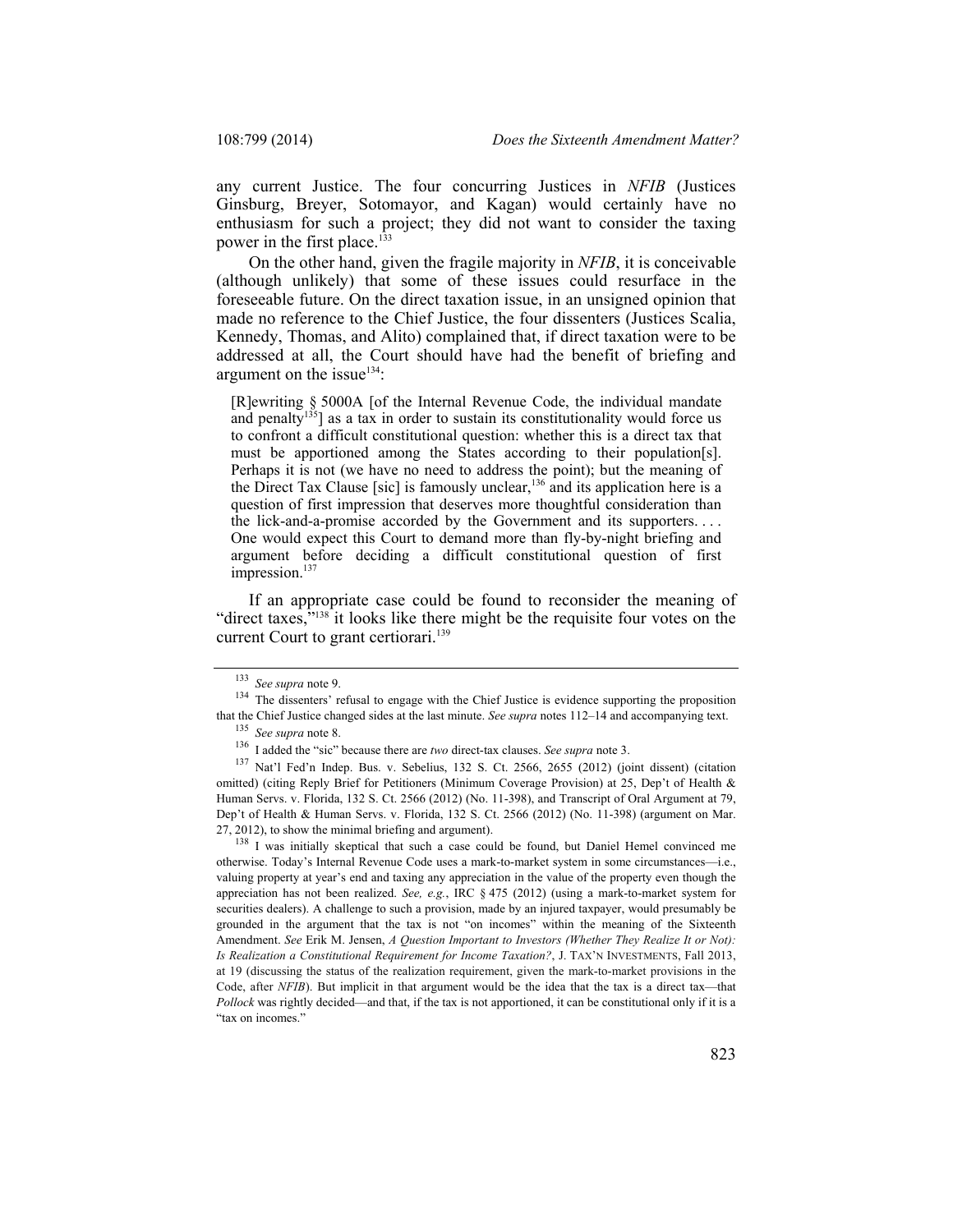any current Justice. The four concurring Justices in *NFIB* (Justices Ginsburg, Breyer, Sotomayor, and Kagan) would certainly have no enthusiasm for such a project; they did not want to consider the taxing power in the first place.[133]

On the other hand, given the fragile majority in *NFIB*, it is conceivable (although unlikely) that some of these issues could resurface in the foreseeable future. On the direct taxation issue, in an unsigned opinion that made no reference to the Chief Justice, the four dissenters (Justices Scalia, Kennedy, Thomas, and Alito) complained that, if direct taxation were to be addressed at all, the Court should have had the benefit of briefing and argument on the issue[134]:

> [R]ewriting § 5000A [of the Internal Revenue Code, the individual mandate and penalty[135]] as a tax in order to sustain its constitutionality would force us to confront a difficult constitutional question: whether this is a direct tax that must be apportioned among the States according to their population[s]. Perhaps it is not (we have no need to address the point); but the meaning of the Direct Tax Clause [sic] is famously unclear,[136] and its application here is a question of first impression that deserves more thoughtful consideration than the lick-and-a-promise accorded by the Government and its supporters. . . . One would expect this Court to demand more than fly-by-night briefing and argument before deciding a difficult constitutional question of first impression.[137]

If an appropriate case could be found to reconsider the meaning of "direct taxes,"[138] it looks like there might be the requisite four votes on the current Court to grant certiorari.[139]

---

[133] *See supra* note 9.

[134] The dissenters' refusal to engage with the Chief Justice is evidence supporting the proposition that the Chief Justice changed sides at the last minute. *See supra* notes 112–14 and accompanying text.

[135] *See supra* note 8.

[136] I added the "sic" because there are *two* direct-tax clauses. *See supra* note 3.

[137] Nat'l Fed'n Indep. Bus. v. Sebelius, 132 S. Ct. 2566, 2655 (2012) (joint dissent) (citation omitted) (citing Reply Brief for Petitioners (Minimum Coverage Provision) at 25, Dep't of Health & Human Servs. v. Florida, 132 S. Ct. 2566 (2012) (No. 11-398), and Transcript of Oral Argument at 79, Dep't of Health & Human Servs. v. Florida, 132 S. Ct. 2566 (2012) (No. 11-398) (argument on Mar. 27, 2012), to show the minimal briefing and argument).

[138] I was initially skeptical that such a case could be found, but Daniel Hemel convinced me otherwise. Today's Internal Revenue Code uses a mark-to-market system in some circumstances—i.e., valuing property at year's end and taxing any appreciation in the value of the property even though the appreciation has not been realized. *See, e.g.*, IRC § 475 (2012) (using a mark-to-market system for securities dealers). A challenge to such a provision, made by an injured taxpayer, would presumably be grounded in the argument that the tax is not "on incomes" within the meaning of the Sixteenth Amendment. *See* Erik M. Jensen, *A Question Important to Investors (Whether They Realize It or Not): Is Realization a Constitutional Requirement for Income Taxation?*, J. TAX'N INVESTMENTS, Fall 2013, at 19 (discussing the status of the realization requirement, given the mark-to-market provisions in the Code, after *NFIB*). But implicit in that argument would be the idea that the tax is a direct tax—that *Pollock* was rightly decided—and that, if the tax is not apportioned, it can be constitutional only if it is a "tax on incomes."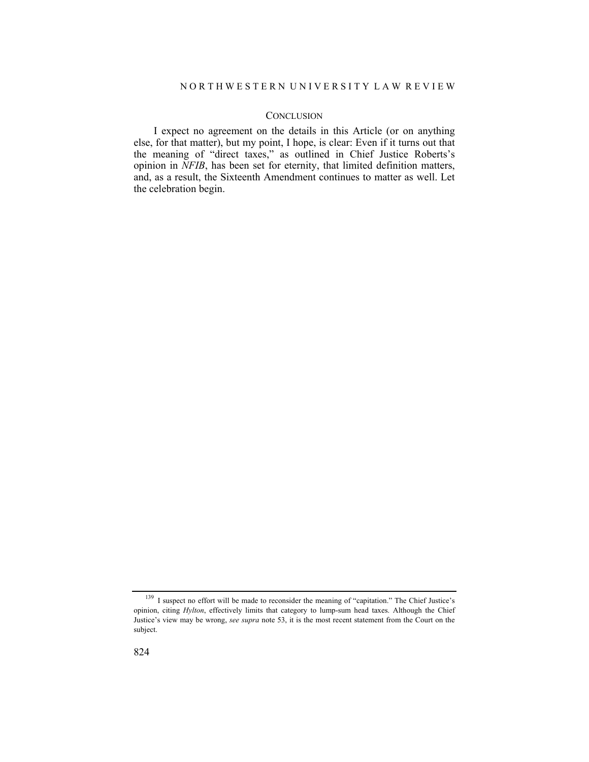## CONCLUSION

I expect no agreement on the details in this Article (or on anything else, for that matter), but my point, I hope, is clear: Even if it turns out that the meaning of "direct taxes," as outlined in Chief Justice Roberts's opinion in *NFIB*, has been set for eternity, that limited definition matters, and, as a result, the Sixteenth Amendment continues to matter as well. Let the celebration begin.

---

[139] I suspect no effort will be made to reconsider the meaning of "capitation." The Chief Justice's opinion, citing *Hylton*, effectively limits that category to lump-sum head taxes. Although the Chief Justice's view may be wrong, *see supra* note 53, it is the most recent statement from the Court on the subject.